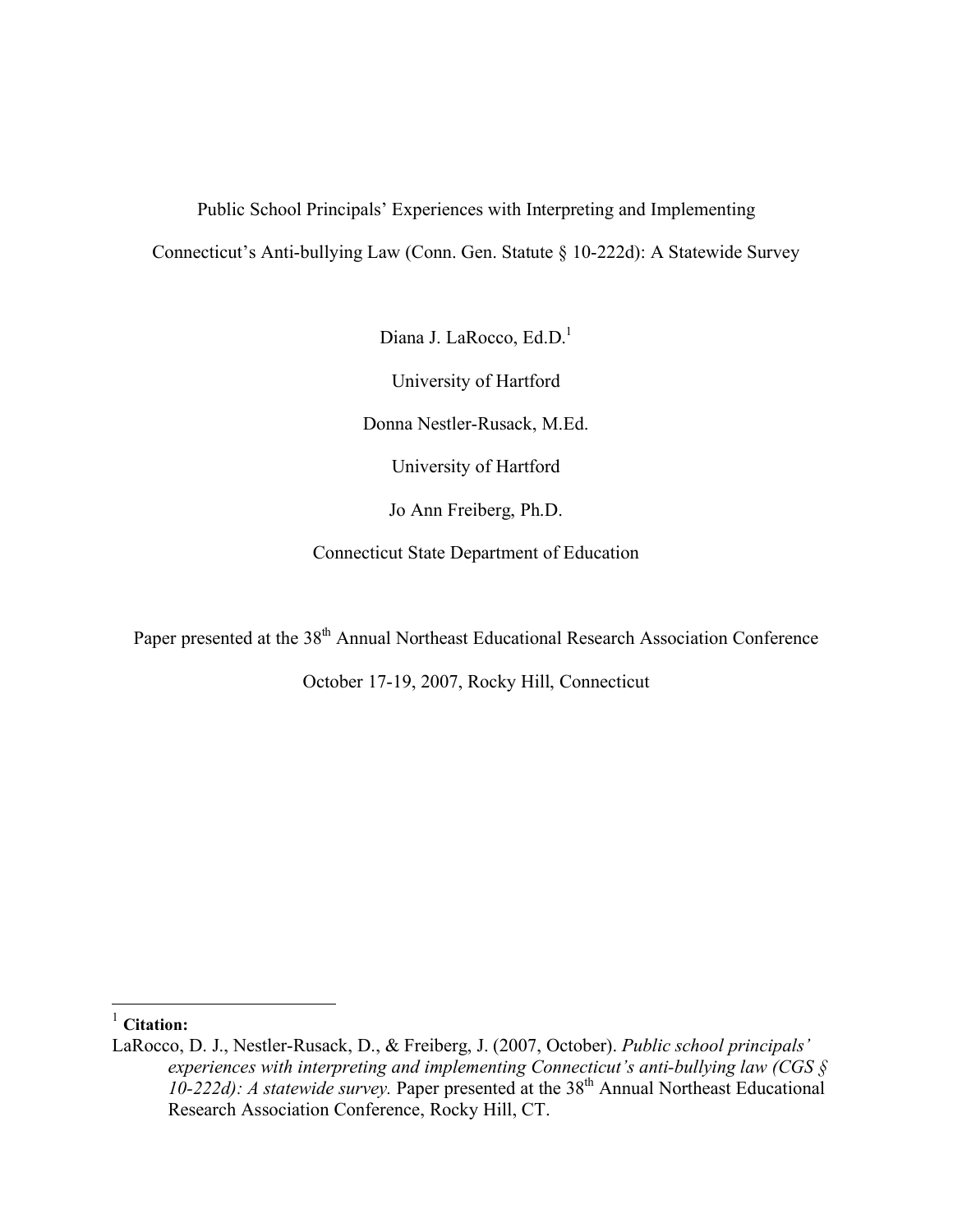# Public School Principals' Experiences with Interpreting and Implementing Connecticut's Anti-bullying Law (Conn. Gen. Statute § 10-222d): A Statewide Survey

Diana J. LaRocco, Ed.D.[1]

University of Hartford

Donna Nestler-Rusack, M.Ed.

University of Hartford

Jo Ann Freiberg, Ph.D.

Connecticut State Department of Education

Paper presented at the 38th Annual Northeast Educational Research Association Conference

October 17-19, 2007, Rocky Hill, Connecticut

---

[1] **Citation:**

LaRocco, D. J., Nestler-Rusack, D., & Freiberg, J. (2007, October). *Public school principals' experiences with interpreting and implementing Connecticut's anti-bullying law (CGS § 10-222d): A statewide survey.* Paper presented at the 38th Annual Northeast Educational Research Association Conference, Rocky Hill, CT.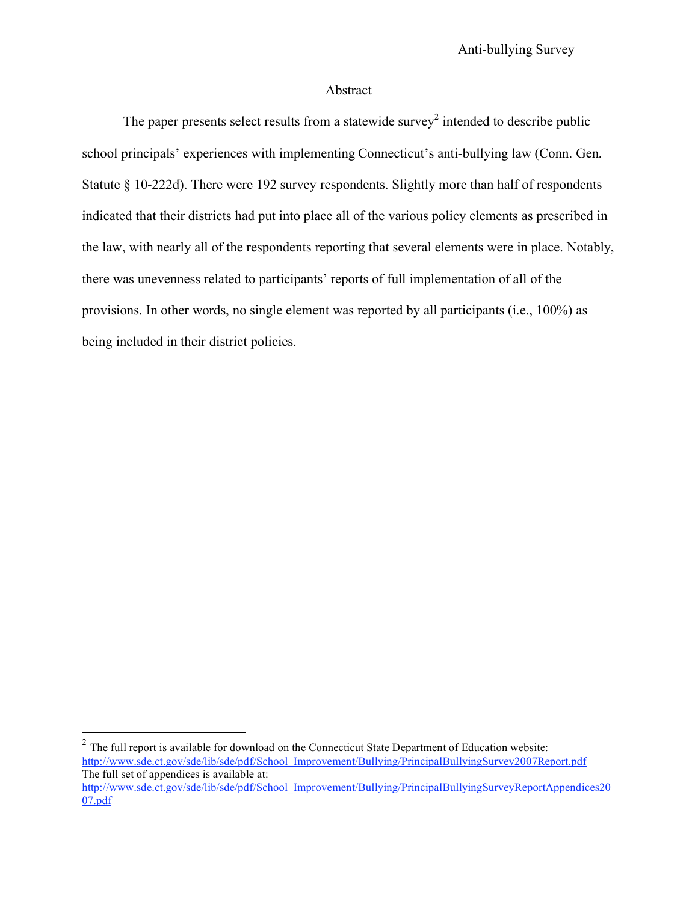## Abstract

The paper presents select results from a statewide survey[2] intended to describe public school principals' experiences with implementing Connecticut's anti-bullying law (Conn. Gen. Statute § 10-222d). There were 192 survey respondents. Slightly more than half of respondents indicated that their districts had put into place all of the various policy elements as prescribed in the law, with nearly all of the respondents reporting that several elements were in place. Notably, there was unevenness related to participants' reports of full implementation of all of the provisions. In other words, no single element was reported by all participants (i.e., 100%) as being included in their district policies.

---

[2] The full report is available for download on the Connecticut State Department of Education website: http://www.sde.ct.gov/sde/lib/sde/pdf/School_Improvement/Bullying/PrincipalBullyingSurvey2007Report.pdf
The full set of appendices is available at:
http://www.sde.ct.gov/sde/lib/sde/pdf/School_Improvement/Bullying/PrincipalBullyingSurveyReportAppendices2007.pdf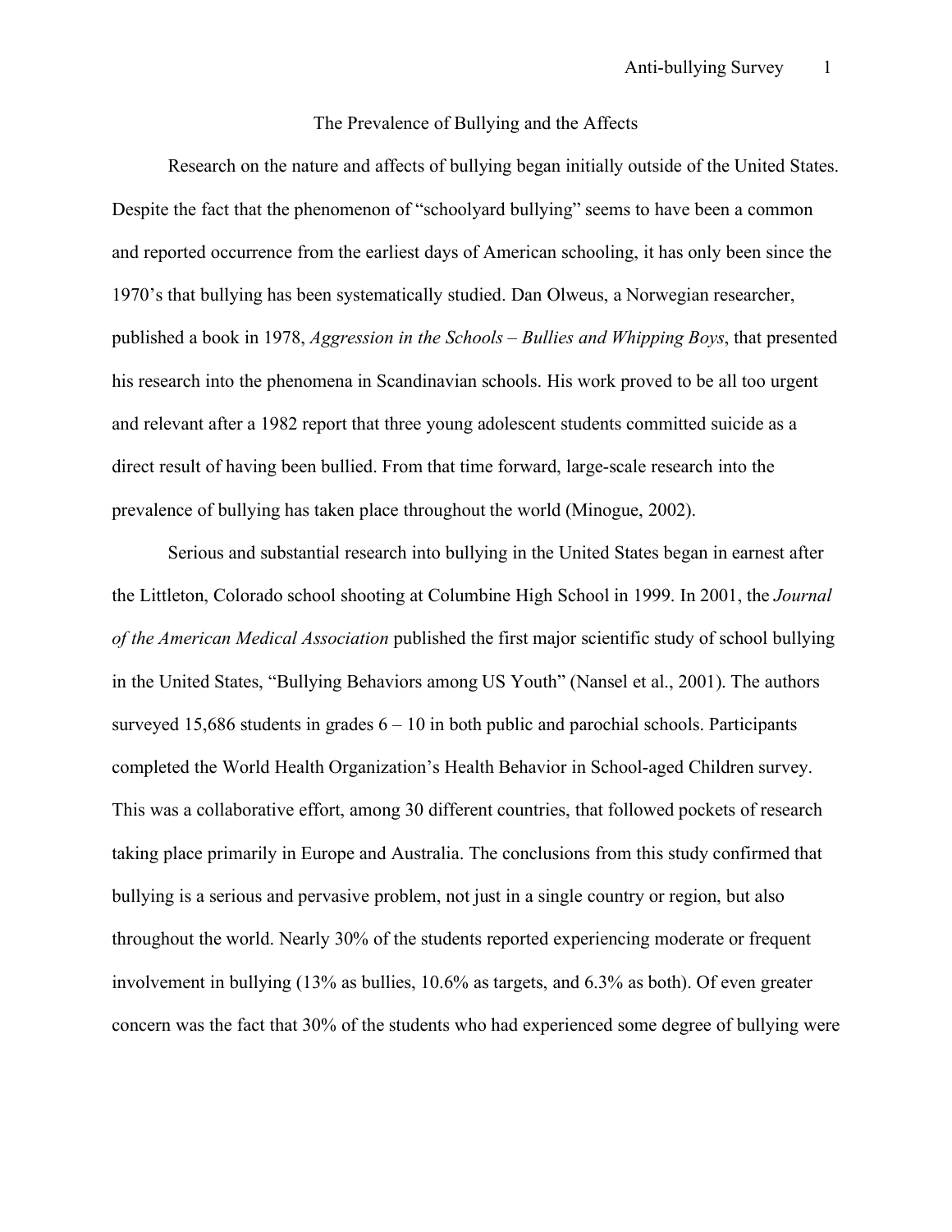# The Prevalence of Bullying and the Affects

Research on the nature and affects of bullying began initially outside of the United States. Despite the fact that the phenomenon of "schoolyard bullying" seems to have been a common and reported occurrence from the earliest days of American schooling, it has only been since the 1970's that bullying has been systematically studied. Dan Olweus, a Norwegian researcher, published a book in 1978, *Aggression in the Schools – Bullies and Whipping Boys*, that presented his research into the phenomena in Scandinavian schools. His work proved to be all too urgent and relevant after a 1982 report that three young adolescent students committed suicide as a direct result of having been bullied. From that time forward, large-scale research into the prevalence of bullying has taken place throughout the world (Minogue, 2002).

Serious and substantial research into bullying in the United States began in earnest after the Littleton, Colorado school shooting at Columbine High School in 1999. In 2001, the *Journal of the American Medical Association* published the first major scientific study of school bullying in the United States, "Bullying Behaviors among US Youth" (Nansel et al., 2001). The authors surveyed 15,686 students in grades 6 – 10 in both public and parochial schools. Participants completed the World Health Organization's Health Behavior in School-aged Children survey. This was a collaborative effort, among 30 different countries, that followed pockets of research taking place primarily in Europe and Australia. The conclusions from this study confirmed that bullying is a serious and pervasive problem, not just in a single country or region, but also throughout the world. Nearly 30% of the students reported experiencing moderate or frequent involvement in bullying (13% as bullies, 10.6% as targets, and 6.3% as both). Of even greater concern was the fact that 30% of the students who had experienced some degree of bullying were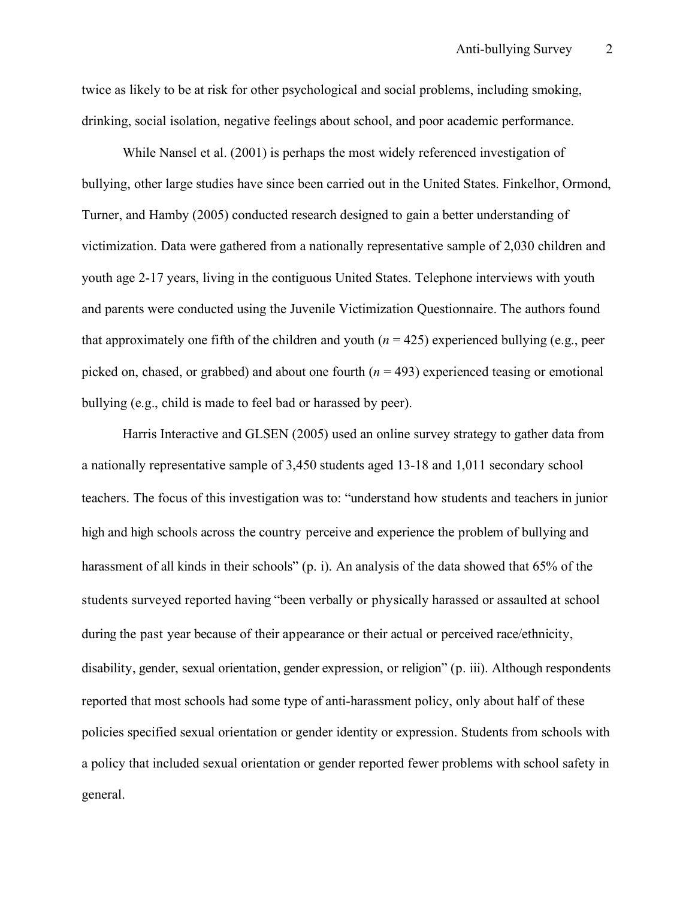twice as likely to be at risk for other psychological and social problems, including smoking, drinking, social isolation, negative feelings about school, and poor academic performance.

While Nansel et al. (2001) is perhaps the most widely referenced investigation of bullying, other large studies have since been carried out in the United States. Finkelhor, Ormond, Turner, and Hamby (2005) conducted research designed to gain a better understanding of victimization. Data were gathered from a nationally representative sample of 2,030 children and youth age 2-17 years, living in the contiguous United States. Telephone interviews with youth and parents were conducted using the Juvenile Victimization Questionnaire. The authors found that approximately one fifth of the children and youth ($n = 425$) experienced bullying (e.g., peer picked on, chased, or grabbed) and about one fourth ($n = 493$) experienced teasing or emotional bullying (e.g., child is made to feel bad or harassed by peer).

Harris Interactive and GLSEN (2005) used an online survey strategy to gather data from a nationally representative sample of 3,450 students aged 13-18 and 1,011 secondary school teachers. The focus of this investigation was to: "understand how students and teachers in junior high and high schools across the country perceive and experience the problem of bullying and harassment of all kinds in their schools" (p. i). An analysis of the data showed that 65% of the students surveyed reported having "been verbally or physically harassed or assaulted at school during the past year because of their appearance or their actual or perceived race/ethnicity, disability, gender, sexual orientation, gender expression, or religion" (p. iii). Although respondents reported that most schools had some type of anti-harassment policy, only about half of these policies specified sexual orientation or gender identity or expression. Students from schools with a policy that included sexual orientation or gender reported fewer problems with school safety in general.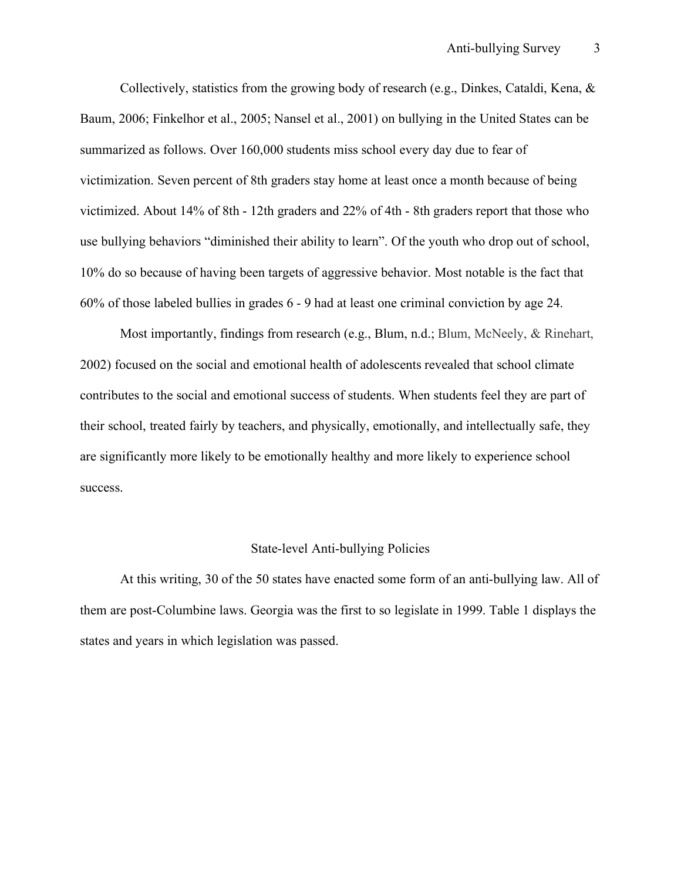Collectively, statistics from the growing body of research (e.g., Dinkes, Cataldi, Kena, & Baum, 2006; Finkelhor et al., 2005; Nansel et al., 2001) on bullying in the United States can be summarized as follows. Over 160,000 students miss school every day due to fear of victimization. Seven percent of 8th graders stay home at least once a month because of being victimized. About 14% of 8th - 12th graders and 22% of 4th - 8th graders report that those who use bullying behaviors "diminished their ability to learn". Of the youth who drop out of school, 10% do so because of having been targets of aggressive behavior. Most notable is the fact that 60% of those labeled bullies in grades 6 - 9 had at least one criminal conviction by age 24.

Most importantly, findings from research (e.g., Blum, n.d.; Blum, McNeely, & Rinehart, 2002) focused on the social and emotional health of adolescents revealed that school climate contributes to the social and emotional success of students. When students feel they are part of their school, treated fairly by teachers, and physically, emotionally, and intellectually safe, they are significantly more likely to be emotionally healthy and more likely to experience school success.

## State-level Anti-bullying Policies

At this writing, 30 of the 50 states have enacted some form of an anti-bullying law. All of them are post-Columbine laws. Georgia was the first to so legislate in 1999. Table 1 displays the states and years in which legislation was passed.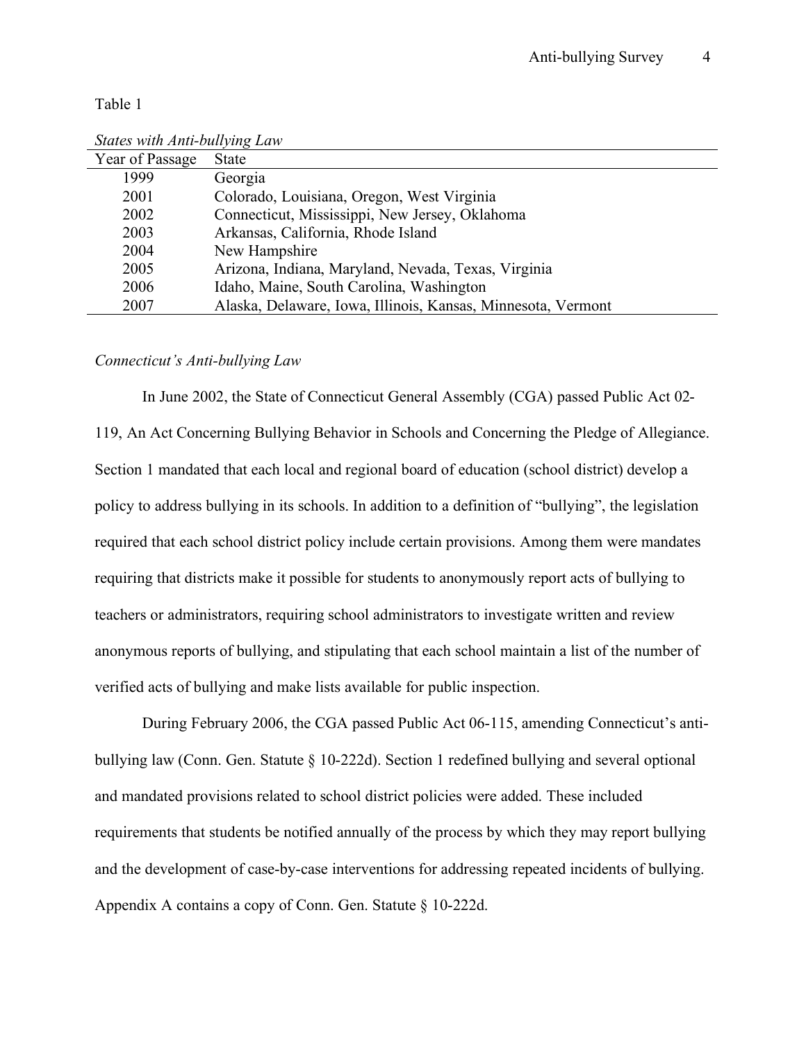Table 1

*States with Anti-bullying Law*

| Year of Passage | State |
| --- | --- |
| 1999 | Georgia |
| 2001 | Colorado, Louisiana, Oregon, West Virginia |
| 2002 | Connecticut, Mississippi, New Jersey, Oklahoma |
| 2003 | Arkansas, California, Rhode Island |
| 2004 | New Hampshire |
| 2005 | Arizona, Indiana, Maryland, Nevada, Texas, Virginia |
| 2006 | Idaho, Maine, South Carolina, Washington |
| 2007 | Alaska, Delaware, Iowa, Illinois, Kansas, Minnesota, Vermont |

*Connecticut's Anti-bullying Law*

In June 2002, the State of Connecticut General Assembly (CGA) passed Public Act 02-119, An Act Concerning Bullying Behavior in Schools and Concerning the Pledge of Allegiance. Section 1 mandated that each local and regional board of education (school district) develop a policy to address bullying in its schools. In addition to a definition of "bullying", the legislation required that each school district policy include certain provisions. Among them were mandates requiring that districts make it possible for students to anonymously report acts of bullying to teachers or administrators, requiring school administrators to investigate written and review anonymous reports of bullying, and stipulating that each school maintain a list of the number of verified acts of bullying and make lists available for public inspection.

During February 2006, the CGA passed Public Act 06-115, amending Connecticut's anti-bullying law (Conn. Gen. Statute § 10-222d). Section 1 redefined bullying and several optional and mandated provisions related to school district policies were added. These included requirements that students be notified annually of the process by which they may report bullying and the development of case-by-case interventions for addressing repeated incidents of bullying. Appendix A contains a copy of Conn. Gen. Statute § 10-222d.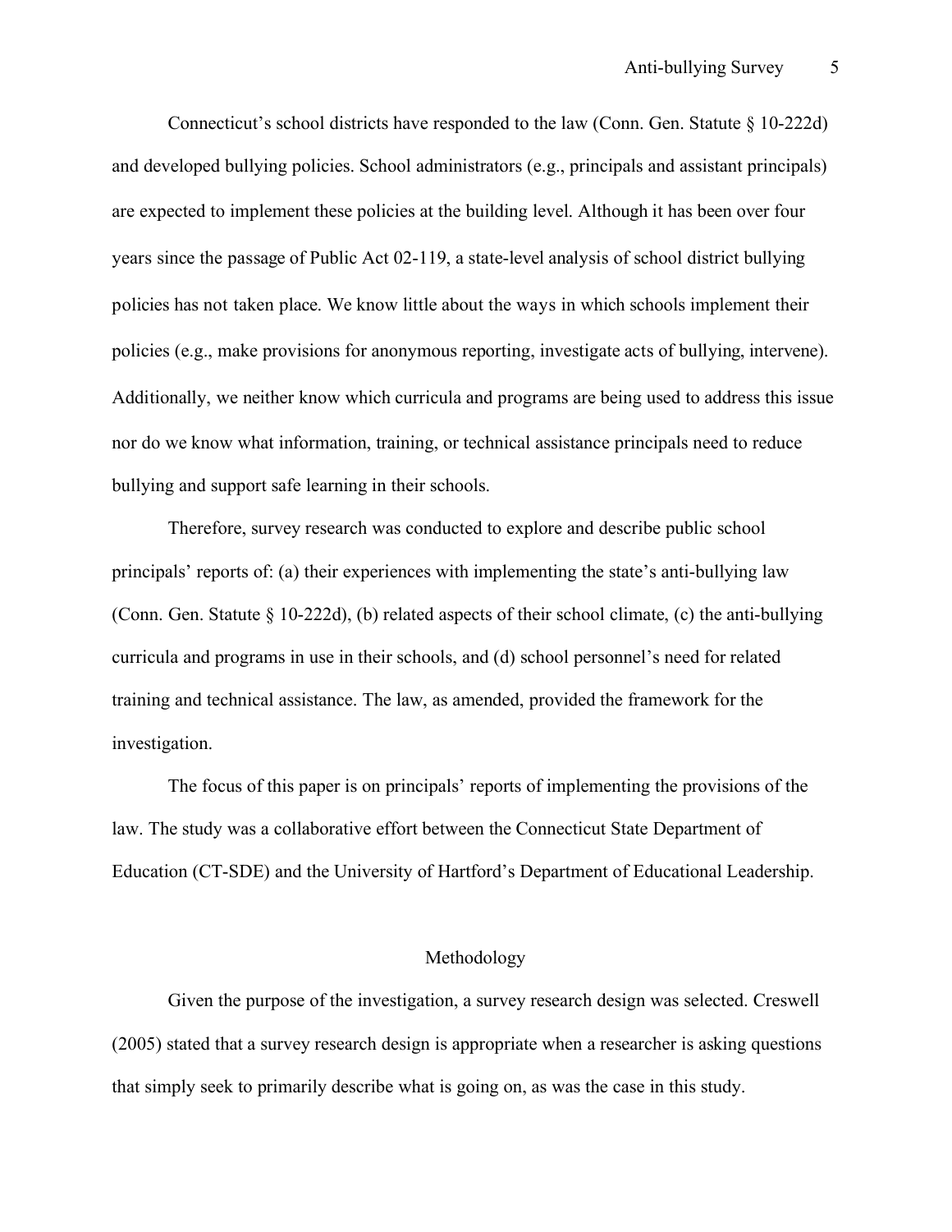Connecticut's school districts have responded to the law (Conn. Gen. Statute § 10-222d) and developed bullying policies. School administrators (e.g., principals and assistant principals) are expected to implement these policies at the building level. Although it has been over four years since the passage of Public Act 02-119, a state-level analysis of school district bullying policies has not taken place. We know little about the ways in which schools implement their policies (e.g., make provisions for anonymous reporting, investigate acts of bullying, intervene). Additionally, we neither know which curricula and programs are being used to address this issue nor do we know what information, training, or technical assistance principals need to reduce bullying and support safe learning in their schools.

Therefore, survey research was conducted to explore and describe public school principals' reports of: (a) their experiences with implementing the state's anti-bullying law (Conn. Gen. Statute § 10-222d), (b) related aspects of their school climate, (c) the anti-bullying curricula and programs in use in their schools, and (d) school personnel's need for related training and technical assistance. The law, as amended, provided the framework for the investigation.

The focus of this paper is on principals' reports of implementing the provisions of the law. The study was a collaborative effort between the Connecticut State Department of Education (CT-SDE) and the University of Hartford's Department of Educational Leadership.

## Methodology

Given the purpose of the investigation, a survey research design was selected. Creswell (2005) stated that a survey research design is appropriate when a researcher is asking questions that simply seek to primarily describe what is going on, as was the case in this study.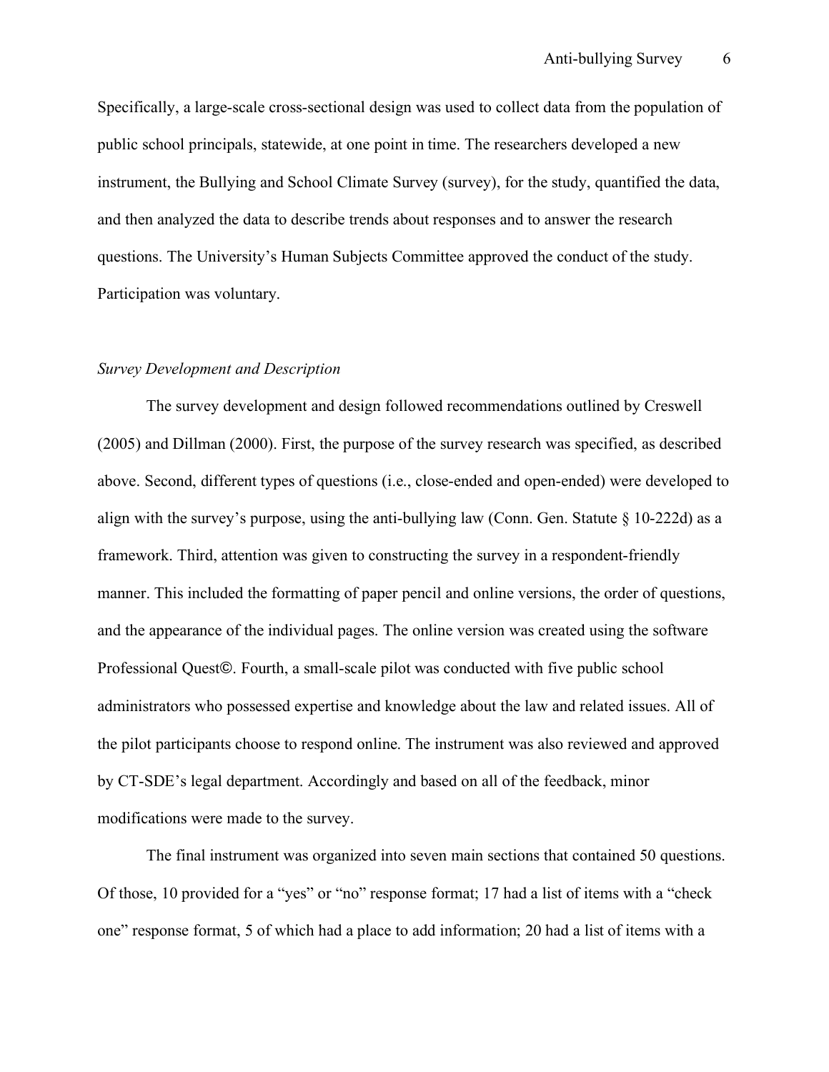Specifically, a large-scale cross-sectional design was used to collect data from the population of public school principals, statewide, at one point in time. The researchers developed a new instrument, the Bullying and School Climate Survey (survey), for the study, quantified the data, and then analyzed the data to describe trends about responses and to answer the research questions. The University's Human Subjects Committee approved the conduct of the study. Participation was voluntary.

*Survey Development and Description*

The survey development and design followed recommendations outlined by Creswell (2005) and Dillman (2000). First, the purpose of the survey research was specified, as described above. Second, different types of questions (i.e., close-ended and open-ended) were developed to align with the survey's purpose, using the anti-bullying law (Conn. Gen. Statute § 10-222d) as a framework. Third, attention was given to constructing the survey in a respondent-friendly manner. This included the formatting of paper pencil and online versions, the order of questions, and the appearance of the individual pages. The online version was created using the software Professional Quest©. Fourth, a small-scale pilot was conducted with five public school administrators who possessed expertise and knowledge about the law and related issues. All of the pilot participants choose to respond online. The instrument was also reviewed and approved by CT-SDE's legal department. Accordingly and based on all of the feedback, minor modifications were made to the survey.

The final instrument was organized into seven main sections that contained 50 questions. Of those, 10 provided for a "yes" or "no" response format; 17 had a list of items with a "check one" response format, 5 of which had a place to add information; 20 had a list of items with a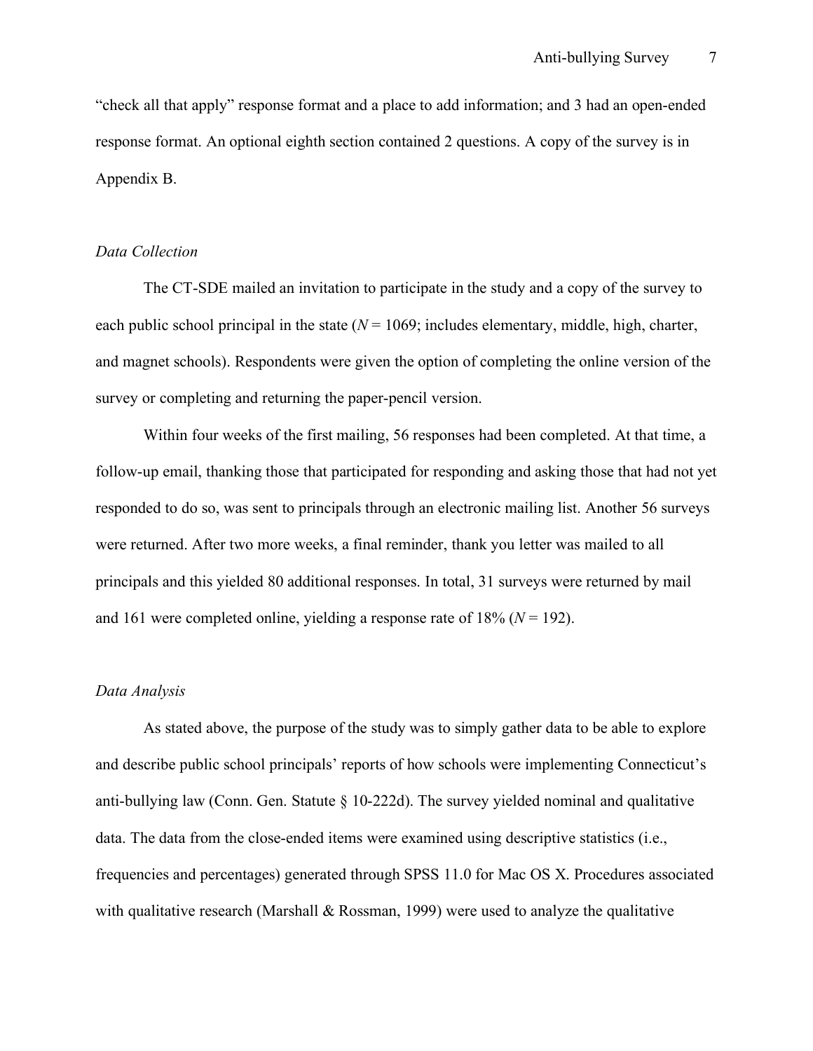"check all that apply" response format and a place to add information; and 3 had an open-ended response format. An optional eighth section contained 2 questions. A copy of the survey is in Appendix B.

*Data Collection*

The CT-SDE mailed an invitation to participate in the study and a copy of the survey to each public school principal in the state (*N* = 1069; includes elementary, middle, high, charter, and magnet schools). Respondents were given the option of completing the online version of the survey or completing and returning the paper-pencil version.

Within four weeks of the first mailing, 56 responses had been completed. At that time, a follow-up email, thanking those that participated for responding and asking those that had not yet responded to do so, was sent to principals through an electronic mailing list. Another 56 surveys were returned. After two more weeks, a final reminder, thank you letter was mailed to all principals and this yielded 80 additional responses. In total, 31 surveys were returned by mail and 161 were completed online, yielding a response rate of 18% (*N* = 192).

*Data Analysis*

As stated above, the purpose of the study was to simply gather data to be able to explore and describe public school principals' reports of how schools were implementing Connecticut's anti-bullying law (Conn. Gen. Statute § 10-222d). The survey yielded nominal and qualitative data. The data from the close-ended items were examined using descriptive statistics (i.e., frequencies and percentages) generated through SPSS 11.0 for Mac OS X. Procedures associated with qualitative research (Marshall & Rossman, 1999) were used to analyze the qualitative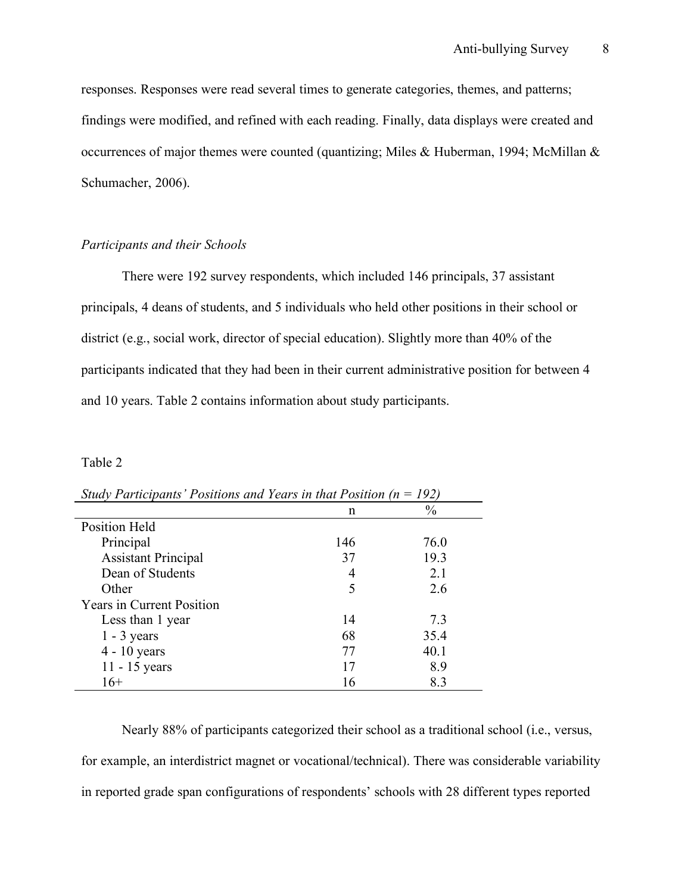responses. Responses were read several times to generate categories, themes, and patterns; findings were modified, and refined with each reading. Finally, data displays were created and occurrences of major themes were counted (quantizing; Miles & Huberman, 1994; McMillan & Schumacher, 2006).

### *Participants and their Schools*

There were 192 survey respondents, which included 146 principals, 37 assistant principals, 4 deans of students, and 5 individuals who held other positions in their school or district (e.g., social work, director of special education). Slightly more than 40% of the participants indicated that they had been in their current administrative position for between 4 and 10 years. Table 2 contains information about study participants.

Table 2

*Study Participants' Positions and Years in that Position (n = 192)*

| | n | % |
|---|---|---|
| Position Held | | |
| Principal | 146 | 76.0 |
| Assistant Principal | 37 | 19.3 |
| Dean of Students | 4 | 2.1 |
| Other | 5 | 2.6 |
| Years in Current Position | | |
| Less than 1 year | 14 | 7.3 |
| 1 - 3 years | 68 | 35.4 |
| 4 - 10 years | 77 | 40.1 |
| 11 - 15 years | 17 | 8.9 |
| 16+ | 16 | 8.3 |

Nearly 88% of participants categorized their school as a traditional school (i.e., versus, for example, an interdistrict magnet or vocational/technical). There was considerable variability in reported grade span configurations of respondents' schools with 28 different types reported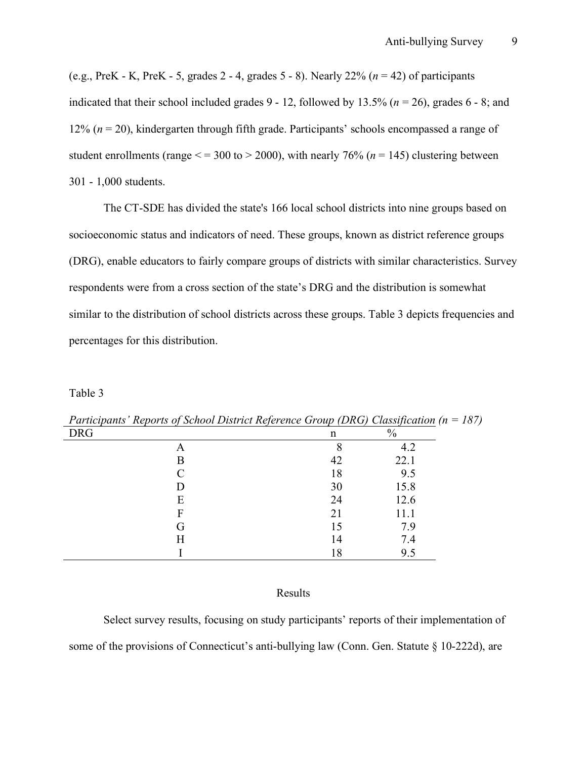(e.g., PreK - K, PreK - 5, grades 2 - 4, grades 5 - 8). Nearly 22% (*n* = 42) of participants indicated that their school included grades 9 - 12, followed by 13.5% (*n* = 26), grades 6 - 8; and 12% (*n* = 20), kindergarten through fifth grade. Participants' schools encompassed a range of student enrollments (range < = 300 to > 2000), with nearly 76% (*n* = 145) clustering between 301 - 1,000 students.

The CT-SDE has divided the state's 166 local school districts into nine groups based on socioeconomic status and indicators of need. These groups, known as district reference groups (DRG), enable educators to fairly compare groups of districts with similar characteristics. Survey respondents were from a cross section of the state's DRG and the distribution is somewhat similar to the distribution of school districts across these groups. Table 3 depicts frequencies and percentages for this distribution.

Table 3

*Participants' Reports of School District Reference Group (DRG) Classification (n = 187)*

| DRG | n | % |
|---|---|---|
| A | 8 | 4.2 |
| B | 42 | 22.1 |
| C | 18 | 9.5 |
| D | 30 | 15.8 |
| E | 24 | 12.6 |
| F | 21 | 11.1 |
| G | 15 | 7.9 |
| H | 14 | 7.4 |
| I | 18 | 9.5 |

## Results

Select survey results, focusing on study participants' reports of their implementation of some of the provisions of Connecticut's anti-bullying law (Conn. Gen. Statute § 10-222d), are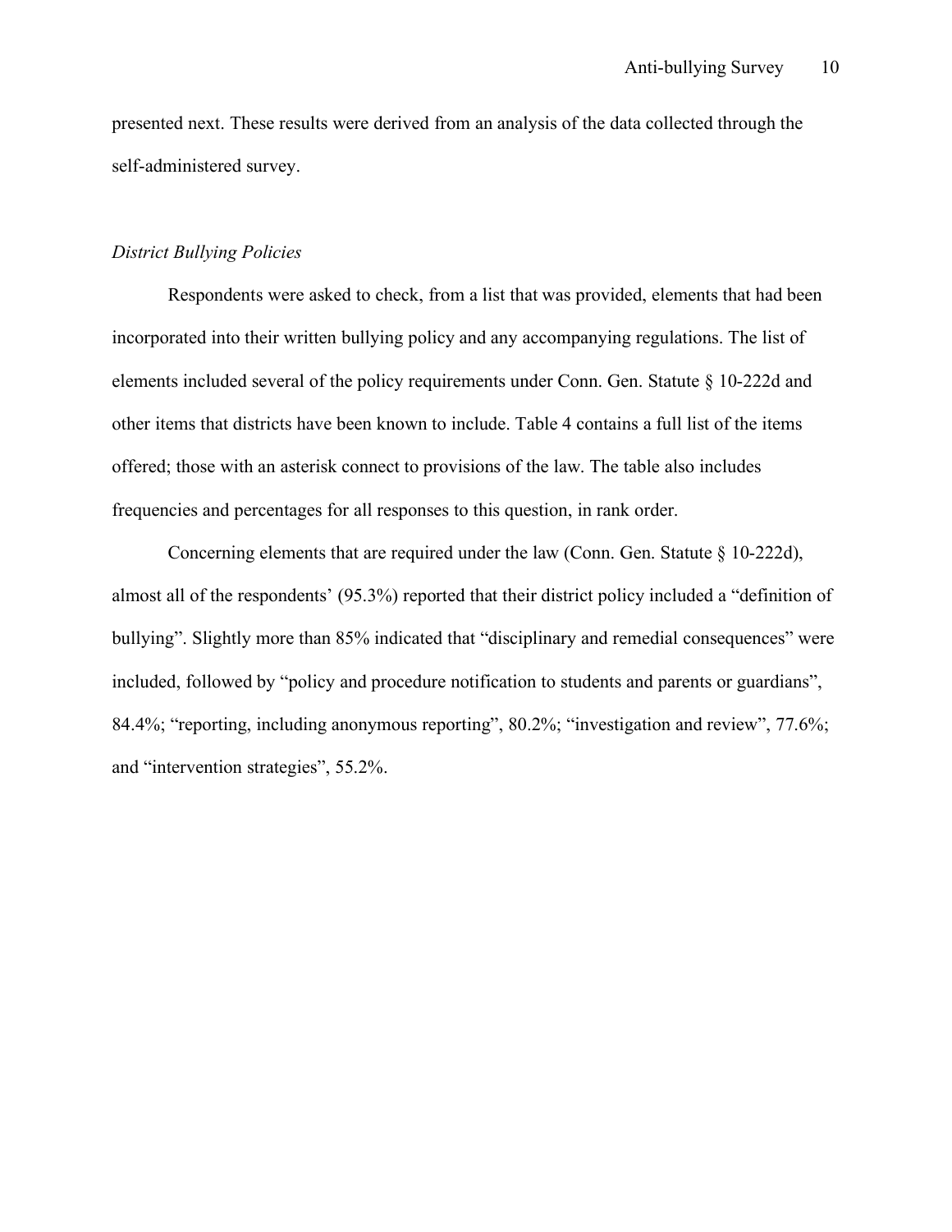presented next. These results were derived from an analysis of the data collected through the self-administered survey.

*District Bullying Policies*

Respondents were asked to check, from a list that was provided, elements that had been incorporated into their written bullying policy and any accompanying regulations. The list of elements included several of the policy requirements under Conn. Gen. Statute § 10-222d and other items that districts have been known to include. Table 4 contains a full list of the items offered; those with an asterisk connect to provisions of the law. The table also includes frequencies and percentages for all responses to this question, in rank order.

Concerning elements that are required under the law (Conn. Gen. Statute § 10-222d), almost all of the respondents' (95.3%) reported that their district policy included a "definition of bullying". Slightly more than 85% indicated that "disciplinary and remedial consequences" were included, followed by "policy and procedure notification to students and parents or guardians", 84.4%; "reporting, including anonymous reporting", 80.2%; "investigation and review", 77.6%; and "intervention strategies", 55.2%.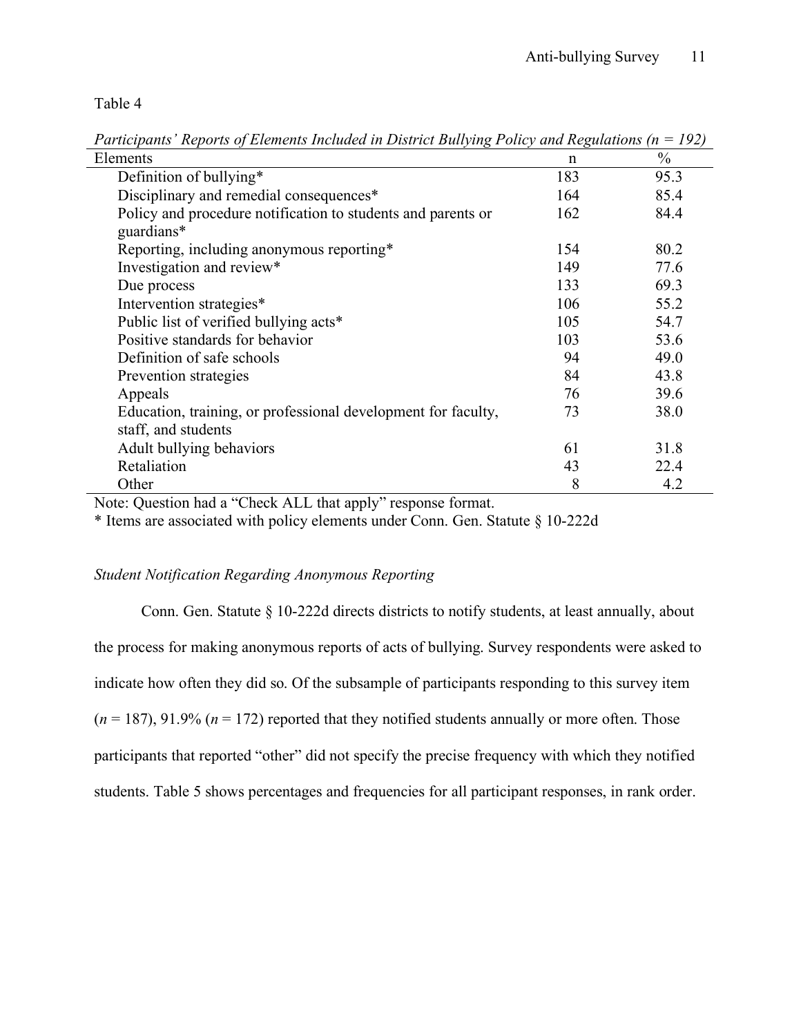Table 4

*Participants' Reports of Elements Included in District Bullying Policy and Regulations (n = 192)*

| Elements | n | % |
|---|---|---|
| Definition of bullying* | 183 | 95.3 |
| Disciplinary and remedial consequences* | 164 | 85.4 |
| Policy and procedure notification to students and parents or guardians* | 162 | 84.4 |
| Reporting, including anonymous reporting* | 154 | 80.2 |
| Investigation and review* | 149 | 77.6 |
| Due process | 133 | 69.3 |
| Intervention strategies* | 106 | 55.2 |
| Public list of verified bullying acts* | 105 | 54.7 |
| Positive standards for behavior | 103 | 53.6 |
| Definition of safe schools | 94 | 49.0 |
| Prevention strategies | 84 | 43.8 |
| Appeals | 76 | 39.6 |
| Education, training, or professional development for faculty, staff, and students | 73 | 38.0 |
| Adult bullying behaviors | 61 | 31.8 |
| Retaliation | 43 | 22.4 |
| Other | 8 | 4.2 |

Note: Question had a "Check ALL that apply" response format.
* Items are associated with policy elements under Conn. Gen. Statute § 10-222d

### *Student Notification Regarding Anonymous Reporting*

Conn. Gen. Statute § 10-222d directs districts to notify students, at least annually, about the process for making anonymous reports of acts of bullying. Survey respondents were asked to indicate how often they did so. Of the subsample of participants responding to this survey item ($n = 187$), 91.9% ($n = 172$) reported that they notified students annually or more often. Those participants that reported "other" did not specify the precise frequency with which they notified students. Table 5 shows percentages and frequencies for all participant responses, in rank order.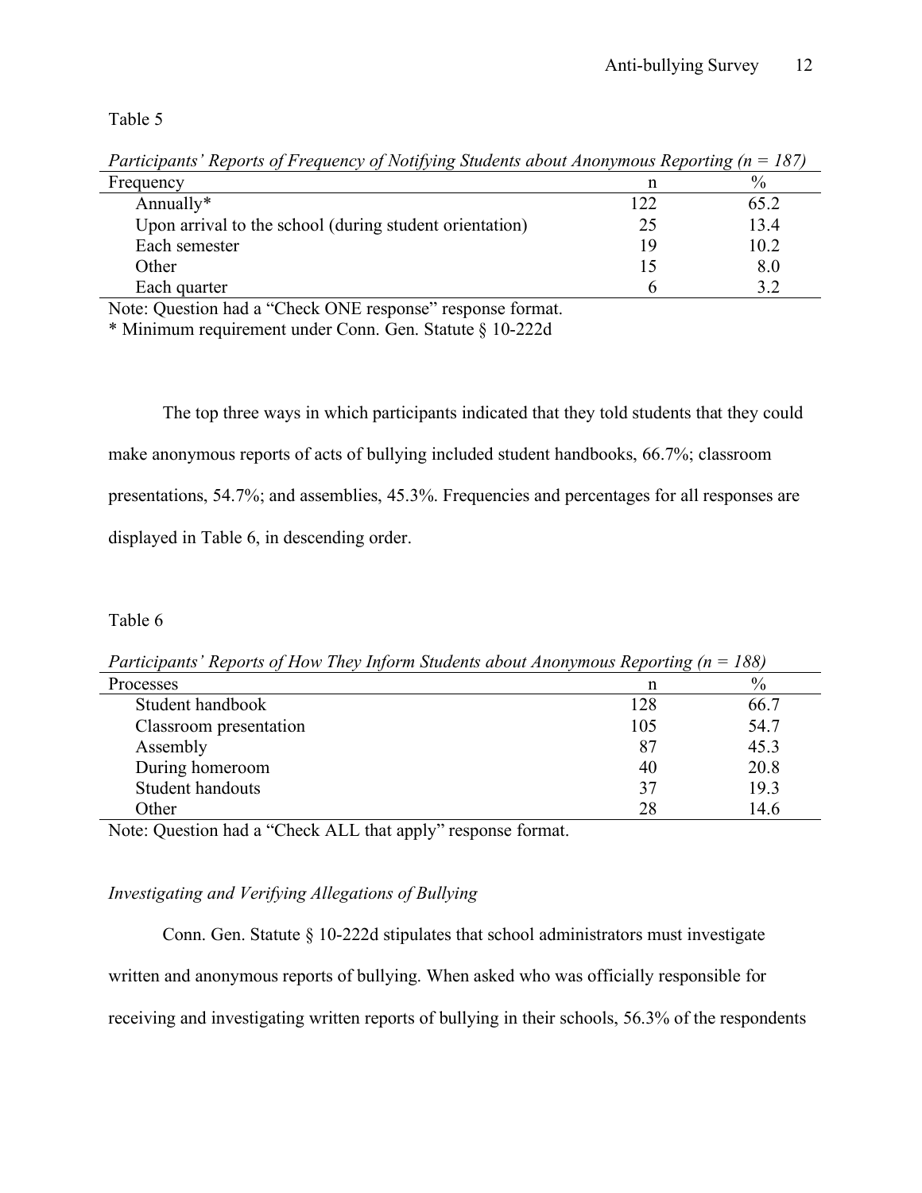Table 5

*Participants' Reports of Frequency of Notifying Students about Anonymous Reporting (n = 187)*

| Frequency | n | % |
|---|---|---|
| Annually* | 122 | 65.2 |
| Upon arrival to the school (during student orientation) | 25 | 13.4 |
| Each semester | 19 | 10.2 |
| Other | 15 | 8.0 |
| Each quarter | 6 | 3.2 |

Note: Question had a "Check ONE response" response format.
* Minimum requirement under Conn. Gen. Statute § 10-222d

The top three ways in which participants indicated that they told students that they could make anonymous reports of acts of bullying included student handbooks, 66.7%; classroom presentations, 54.7%; and assemblies, 45.3%. Frequencies and percentages for all responses are displayed in Table 6, in descending order.

Table 6

*Participants' Reports of How They Inform Students about Anonymous Reporting (n = 188)*

| Processes | n | % |
|---|---|---|
| Student handbook | 128 | 66.7 |
| Classroom presentation | 105 | 54.7 |
| Assembly | 87 | 45.3 |
| During homeroom | 40 | 20.8 |
| Student handouts | 37 | 19.3 |
| Other | 28 | 14.6 |

Note: Question had a "Check ALL that apply" response format.

### *Investigating and Verifying Allegations of Bullying*

Conn. Gen. Statute § 10-222d stipulates that school administrators must investigate written and anonymous reports of bullying. When asked who was officially responsible for receiving and investigating written reports of bullying in their schools, 56.3% of the respondents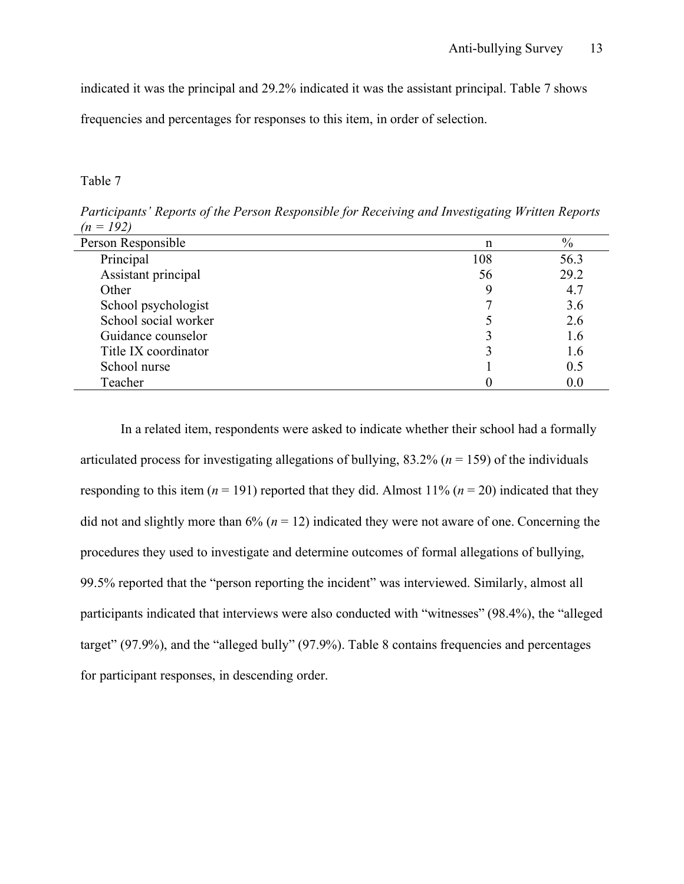indicated it was the principal and 29.2% indicated it was the assistant principal. Table 7 shows frequencies and percentages for responses to this item, in order of selection.

Table 7

*Participants' Reports of the Person Responsible for Receiving and Investigating Written Reports (n = 192)*

| Person Responsible | n | % |
|---|---|---|
| Principal | 108 | 56.3 |
| Assistant principal | 56 | 29.2 |
| Other | 9 | 4.7 |
| School psychologist | 7 | 3.6 |
| School social worker | 5 | 2.6 |
| Guidance counselor | 3 | 1.6 |
| Title IX coordinator | 3 | 1.6 |
| School nurse | 1 | 0.5 |
| Teacher | 0 | 0.0 |

In a related item, respondents were asked to indicate whether their school had a formally articulated process for investigating allegations of bullying, 83.2% ($n = 159$) of the individuals responding to this item ($n = 191$) reported that they did. Almost 11% ($n = 20$) indicated that they did not and slightly more than 6% ($n = 12$) indicated they were not aware of one. Concerning the procedures they used to investigate and determine outcomes of formal allegations of bullying, 99.5% reported that the "person reporting the incident" was interviewed. Similarly, almost all participants indicated that interviews were also conducted with "witnesses" (98.4%), the "alleged target" (97.9%), and the "alleged bully" (97.9%). Table 8 contains frequencies and percentages for participant responses, in descending order.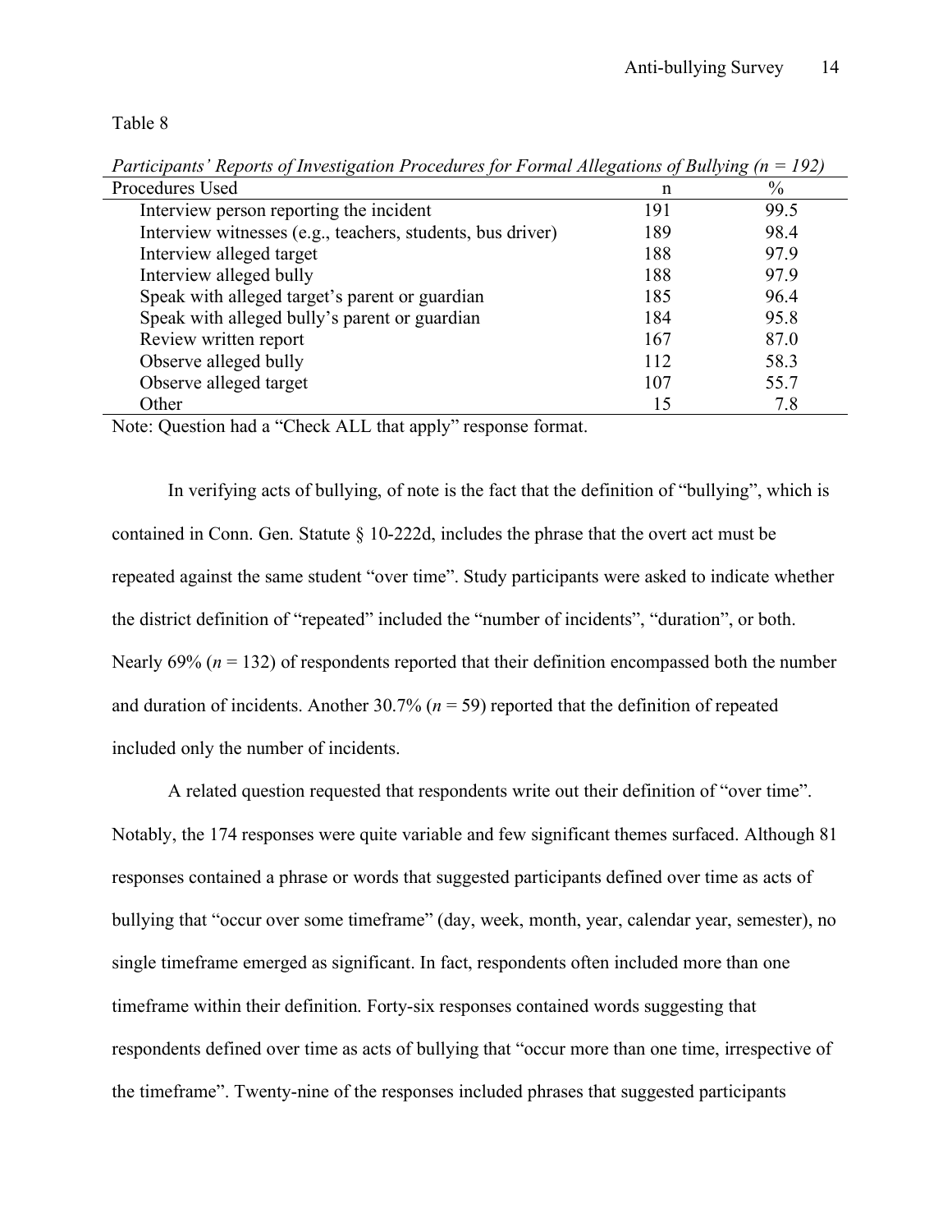Table 8

*Participants' Reports of Investigation Procedures for Formal Allegations of Bullying (n = 192)*

| Procedures Used | n | % |
|---|---|---|
| Interview person reporting the incident | 191 | 99.5 |
| Interview witnesses (e.g., teachers, students, bus driver) | 189 | 98.4 |
| Interview alleged target | 188 | 97.9 |
| Interview alleged bully | 188 | 97.9 |
| Speak with alleged target's parent or guardian | 185 | 96.4 |
| Speak with alleged bully's parent or guardian | 184 | 95.8 |
| Review written report | 167 | 87.0 |
| Observe alleged bully | 112 | 58.3 |
| Observe alleged target | 107 | 55.7 |
| Other | 15 | 7.8 |

Note: Question had a "Check ALL that apply" response format.

In verifying acts of bullying, of note is the fact that the definition of "bullying", which is contained in Conn. Gen. Statute § 10-222d, includes the phrase that the overt act must be repeated against the same student "over time". Study participants were asked to indicate whether the district definition of "repeated" included the "number of incidents", "duration", or both. Nearly 69% ($n$ = 132) of respondents reported that their definition encompassed both the number and duration of incidents. Another 30.7% ($n$ = 59) reported that the definition of repeated included only the number of incidents.

A related question requested that respondents write out their definition of "over time". Notably, the 174 responses were quite variable and few significant themes surfaced. Although 81 responses contained a phrase or words that suggested participants defined over time as acts of bullying that "occur over some timeframe" (day, week, month, year, calendar year, semester), no single timeframe emerged as significant. In fact, respondents often included more than one timeframe within their definition. Forty-six responses contained words suggesting that respondents defined over time as acts of bullying that "occur more than one time, irrespective of the timeframe". Twenty-nine of the responses included phrases that suggested participants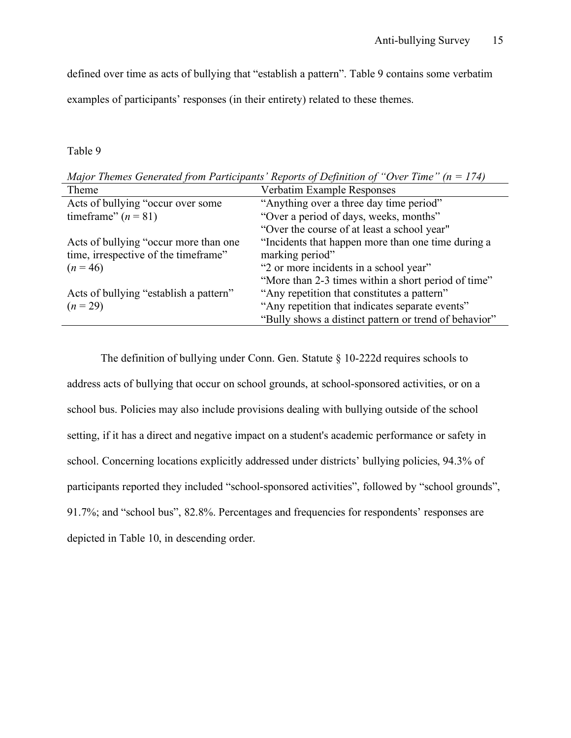defined over time as acts of bullying that "establish a pattern". Table 9 contains some verbatim examples of participants' responses (in their entirety) related to these themes.

Table 9

*Major Themes Generated from Participants' Reports of Definition of "Over Time" (n = 174)*

| Theme | Verbatim Example Responses |
|---|---|
| Acts of bullying "occur over some timeframe" (*n* = 81) | "Anything over a three day time period"<br>"Over a period of days, weeks, months"<br>"Over the course of at least a school year" |
| Acts of bullying "occur more than one time, irrespective of the timeframe" (*n* = 46) | "Incidents that happen more than one time during a marking period"<br>"2 or more incidents in a school year"<br>"More than 2-3 times within a short period of time" |
| Acts of bullying "establish a pattern" (*n* = 29) | "Any repetition that constitutes a pattern"<br>"Any repetition that indicates separate events"<br>"Bully shows a distinct pattern or trend of behavior" |

The definition of bullying under Conn. Gen. Statute § 10-222d requires schools to address acts of bullying that occur on school grounds, at school-sponsored activities, or on a school bus. Policies may also include provisions dealing with bullying outside of the school setting, if it has a direct and negative impact on a student's academic performance or safety in school. Concerning locations explicitly addressed under districts' bullying policies, 94.3% of participants reported they included "school-sponsored activities", followed by "school grounds", 91.7%; and "school bus", 82.8%. Percentages and frequencies for respondents' responses are depicted in Table 10, in descending order.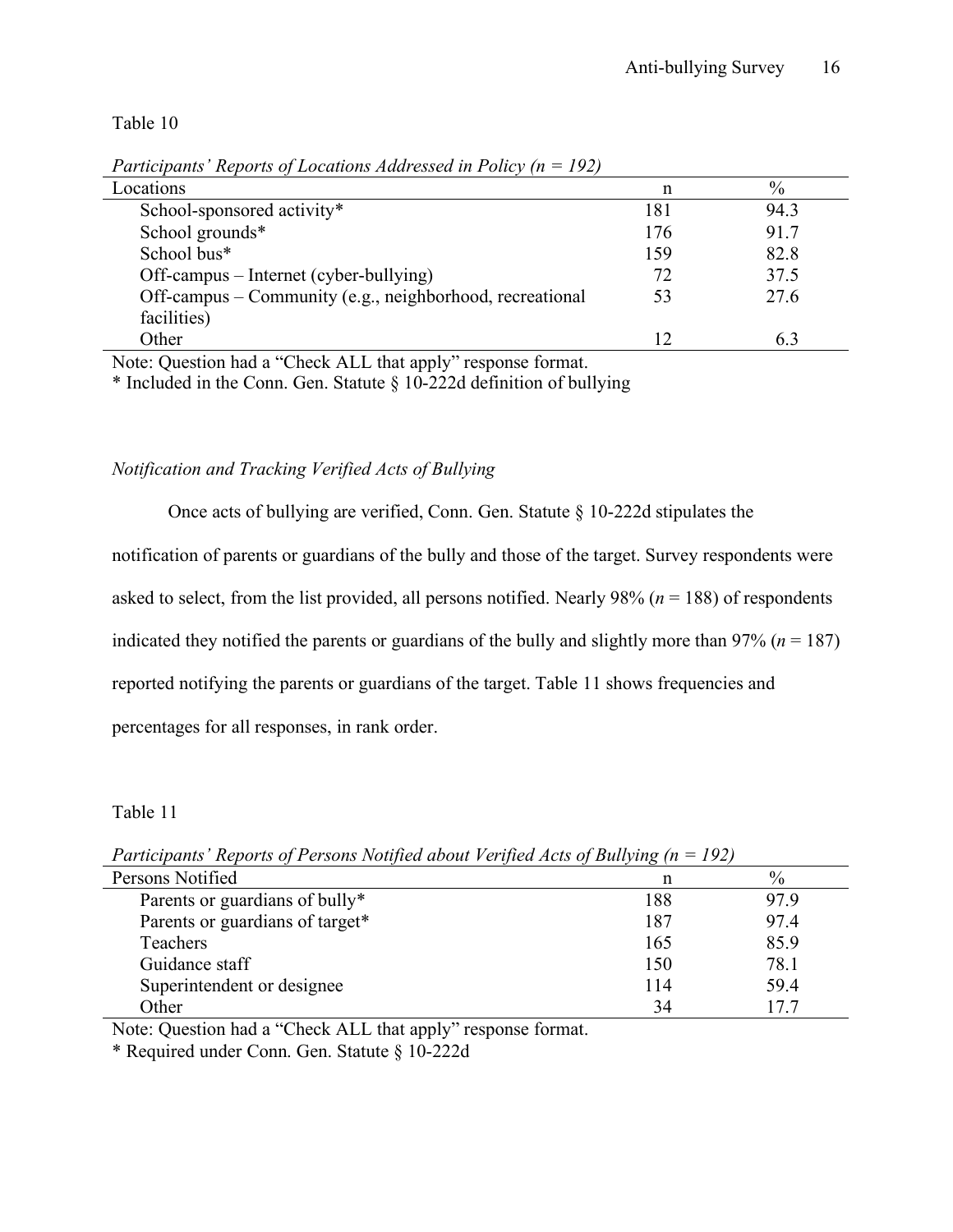Table 10

*Participants' Reports of Locations Addressed in Policy (n = 192)*

| Locations | n | % |
|---|---|---|
| School-sponsored activity* | 181 | 94.3 |
| School grounds* | 176 | 91.7 |
| School bus* | 159 | 82.8 |
| Off-campus – Internet (cyber-bullying) | 72 | 37.5 |
| Off-campus – Community (e.g., neighborhood, recreational facilities) | 53 | 27.6 |
| Other | 12 | 6.3 |

Note: Question had a "Check ALL that apply" response format.
* Included in the Conn. Gen. Statute § 10-222d definition of bullying

*Notification and Tracking Verified Acts of Bullying*

Once acts of bullying are verified, Conn. Gen. Statute § 10-222d stipulates the notification of parents or guardians of the bully and those of the target. Survey respondents were asked to select, from the list provided, all persons notified. Nearly 98% (*n* = 188) of respondents indicated they notified the parents or guardians of the bully and slightly more than 97% (*n* = 187) reported notifying the parents or guardians of the target. Table 11 shows frequencies and percentages for all responses, in rank order.

Table 11

*Participants' Reports of Persons Notified about Verified Acts of Bullying (n = 192)*

| Persons Notified | n | % |
|---|---|---|
| Parents or guardians of bully* | 188 | 97.9 |
| Parents or guardians of target* | 187 | 97.4 |
| Teachers | 165 | 85.9 |
| Guidance staff | 150 | 78.1 |
| Superintendent or designee | 114 | 59.4 |
| Other | 34 | 17.7 |

Note: Question had a "Check ALL that apply" response format.
* Required under Conn. Gen. Statute § 10-222d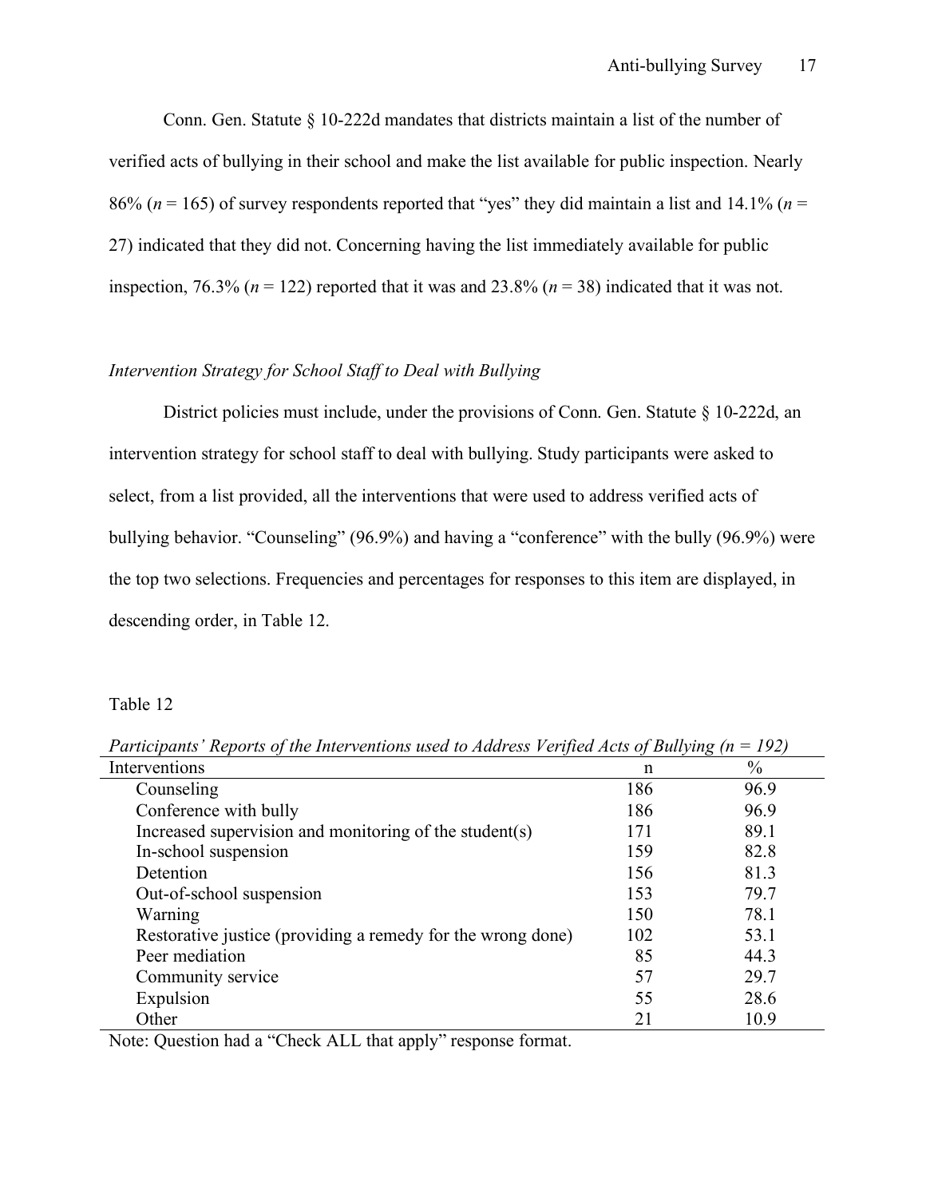Conn. Gen. Statute § 10-222d mandates that districts maintain a list of the number of verified acts of bullying in their school and make the list available for public inspection. Nearly 86% (*n* = 165) of survey respondents reported that "yes" they did maintain a list and 14.1% (*n* = 27) indicated that they did not. Concerning having the list immediately available for public inspection, 76.3% (*n* = 122) reported that it was and 23.8% (*n* = 38) indicated that it was not.

### *Intervention Strategy for School Staff to Deal with Bullying*

District policies must include, under the provisions of Conn. Gen. Statute § 10-222d, an intervention strategy for school staff to deal with bullying. Study participants were asked to select, from a list provided, all the interventions that were used to address verified acts of bullying behavior. "Counseling" (96.9%) and having a "conference" with the bully (96.9%) were the top two selections. Frequencies and percentages for responses to this item are displayed, in descending order, in Table 12.

Table 12

*Participants' Reports of the Interventions used to Address Verified Acts of Bullying (n = 192)*

| Interventions | n | % |
|---|---|---|
| Counseling | 186 | 96.9 |
| Conference with bully | 186 | 96.9 |
| Increased supervision and monitoring of the student(s) | 171 | 89.1 |
| In-school suspension | 159 | 82.8 |
| Detention | 156 | 81.3 |
| Out-of-school suspension | 153 | 79.7 |
| Warning | 150 | 78.1 |
| Restorative justice (providing a remedy for the wrong done) | 102 | 53.1 |
| Peer mediation | 85 | 44.3 |
| Community service | 57 | 29.7 |
| Expulsion | 55 | 28.6 |
| Other | 21 | 10.9 |

Note: Question had a "Check ALL that apply" response format.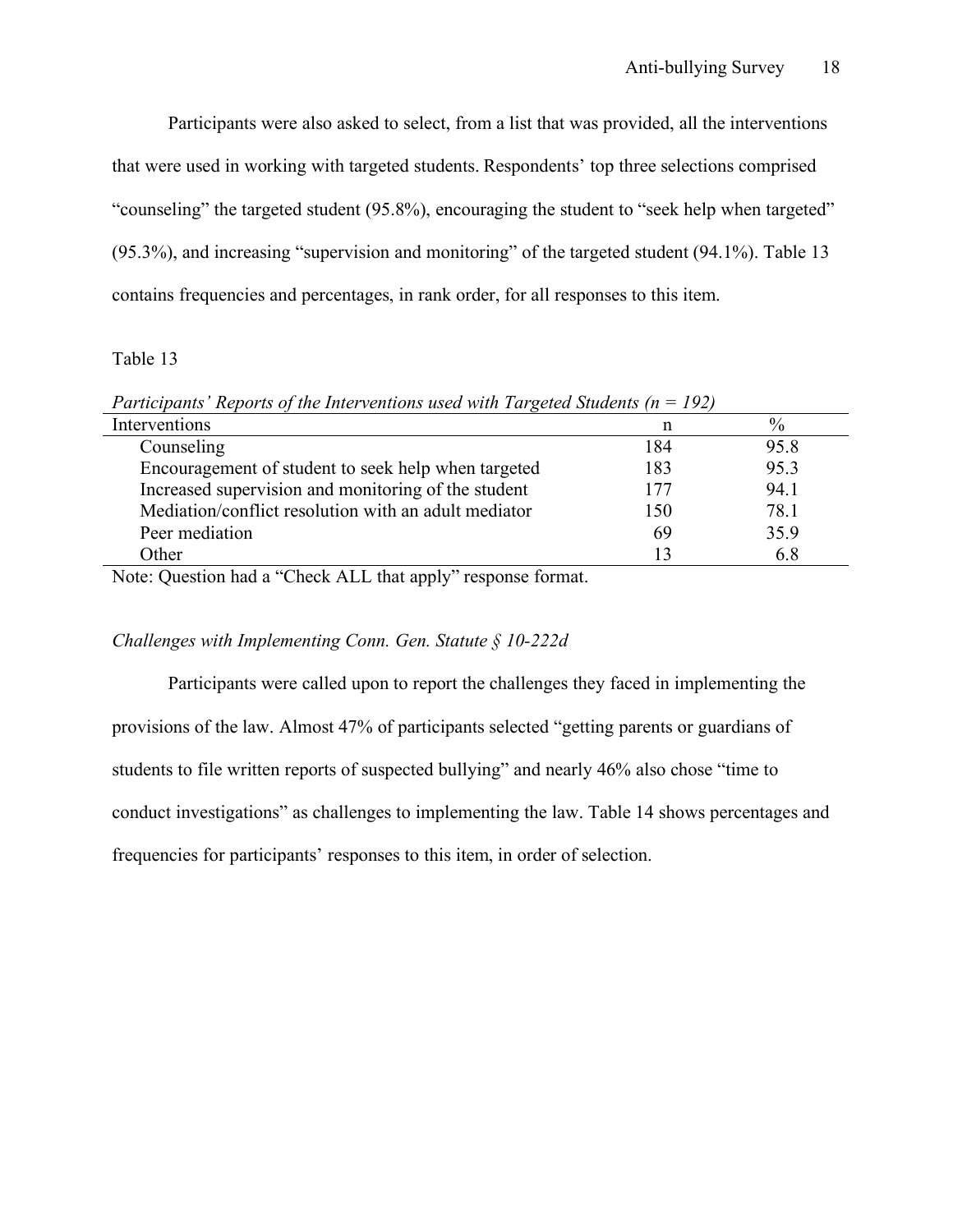Participants were also asked to select, from a list that was provided, all the interventions that were used in working with targeted students. Respondents' top three selections comprised "counseling" the targeted student (95.8%), encouraging the student to "seek help when targeted" (95.3%), and increasing "supervision and monitoring" of the targeted student (94.1%). Table 13 contains frequencies and percentages, in rank order, for all responses to this item.

Table 13

*Participants' Reports of the Interventions used with Targeted Students (n = 192)*

| Interventions | n | % |
|---|---|---|
| Counseling | 184 | 95.8 |
| Encouragement of student to seek help when targeted | 183 | 95.3 |
| Increased supervision and monitoring of the student | 177 | 94.1 |
| Mediation/conflict resolution with an adult mediator | 150 | 78.1 |
| Peer mediation | 69 | 35.9 |
| Other | 13 | 6.8 |

Note: Question had a "Check ALL that apply" response format.

*Challenges with Implementing Conn. Gen. Statute § 10-222d*

Participants were called upon to report the challenges they faced in implementing the provisions of the law. Almost 47% of participants selected "getting parents or guardians of students to file written reports of suspected bullying" and nearly 46% also chose "time to conduct investigations" as challenges to implementing the law. Table 14 shows percentages and frequencies for participants' responses to this item, in order of selection.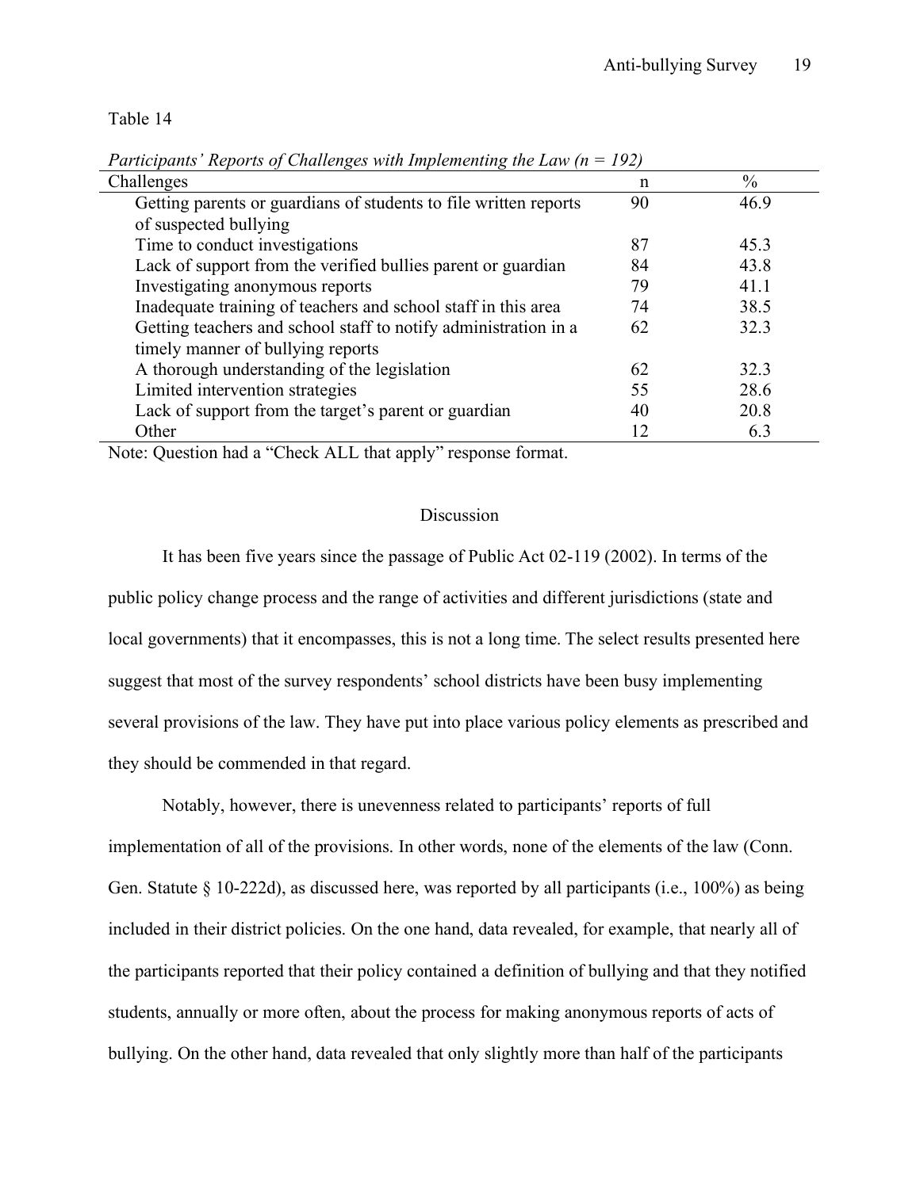Table 14

*Participants' Reports of Challenges with Implementing the Law (n = 192)*

| Challenges | n | % |
|---|---|---|
| Getting parents or guardians of students to file written reports of suspected bullying | 90 | 46.9 |
| Time to conduct investigations | 87 | 45.3 |
| Lack of support from the verified bullies parent or guardian | 84 | 43.8 |
| Investigating anonymous reports | 79 | 41.1 |
| Inadequate training of teachers and school staff in this area | 74 | 38.5 |
| Getting teachers and school staff to notify administration in a timely manner of bullying reports | 62 | 32.3 |
| A thorough understanding of the legislation | 62 | 32.3 |
| Limited intervention strategies | 55 | 28.6 |
| Lack of support from the target's parent or guardian | 40 | 20.8 |
| Other | 12 | 6.3 |

Note: Question had a "Check ALL that apply" response format.

## Discussion

It has been five years since the passage of Public Act 02-119 (2002). In terms of the public policy change process and the range of activities and different jurisdictions (state and local governments) that it encompasses, this is not a long time. The select results presented here suggest that most of the survey respondents' school districts have been busy implementing several provisions of the law. They have put into place various policy elements as prescribed and they should be commended in that regard.

Notably, however, there is unevenness related to participants' reports of full implementation of all of the provisions. In other words, none of the elements of the law (Conn. Gen. Statute § 10-222d), as discussed here, was reported by all participants (i.e., 100%) as being included in their district policies. On the one hand, data revealed, for example, that nearly all of the participants reported that their policy contained a definition of bullying and that they notified students, annually or more often, about the process for making anonymous reports of acts of bullying. On the other hand, data revealed that only slightly more than half of the participants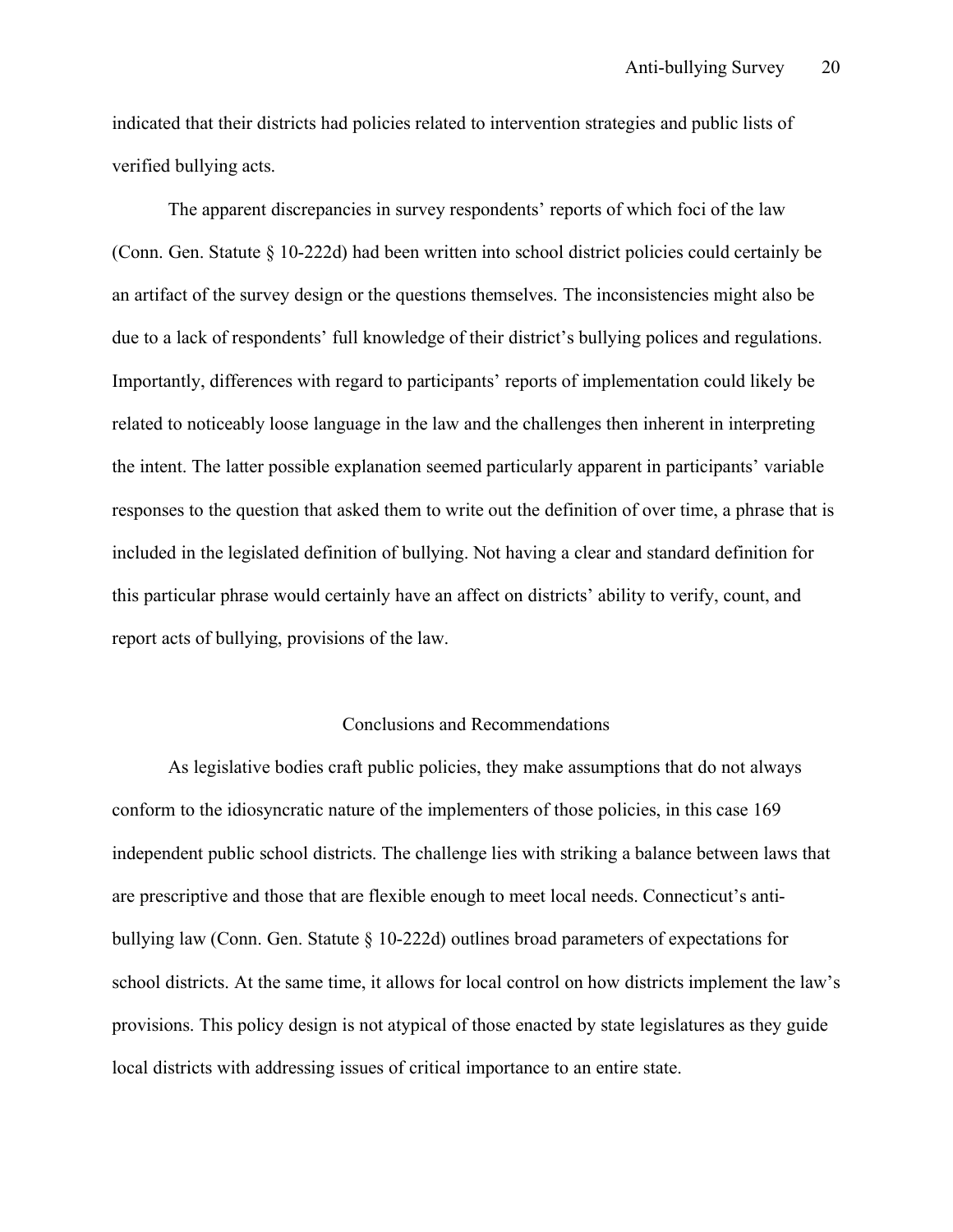indicated that their districts had policies related to intervention strategies and public lists of verified bullying acts.

The apparent discrepancies in survey respondents' reports of which foci of the law (Conn. Gen. Statute § 10-222d) had been written into school district policies could certainly be an artifact of the survey design or the questions themselves. The inconsistencies might also be due to a lack of respondents' full knowledge of their district's bullying polices and regulations. Importantly, differences with regard to participants' reports of implementation could likely be related to noticeably loose language in the law and the challenges then inherent in interpreting the intent. The latter possible explanation seemed particularly apparent in participants' variable responses to the question that asked them to write out the definition of over time, a phrase that is included in the legislated definition of bullying. Not having a clear and standard definition for this particular phrase would certainly have an affect on districts' ability to verify, count, and report acts of bullying, provisions of the law.

## Conclusions and Recommendations

As legislative bodies craft public policies, they make assumptions that do not always conform to the idiosyncratic nature of the implementers of those policies, in this case 169 independent public school districts. The challenge lies with striking a balance between laws that are prescriptive and those that are flexible enough to meet local needs. Connecticut's anti-bullying law (Conn. Gen. Statute § 10-222d) outlines broad parameters of expectations for school districts. At the same time, it allows for local control on how districts implement the law's provisions. This policy design is not atypical of those enacted by state legislatures as they guide local districts with addressing issues of critical importance to an entire state.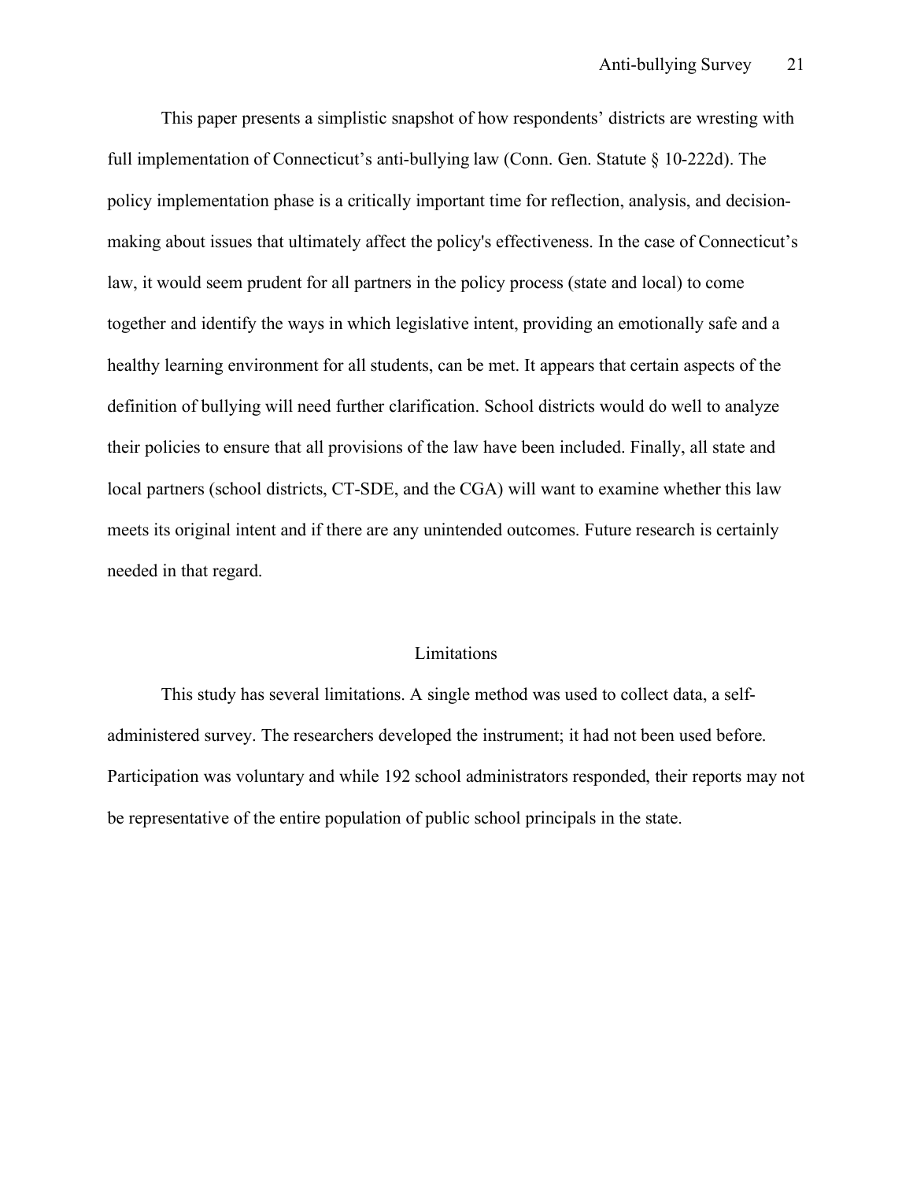This paper presents a simplistic snapshot of how respondents' districts are wresting with full implementation of Connecticut's anti-bullying law (Conn. Gen. Statute § 10-222d). The policy implementation phase is a critically important time for reflection, analysis, and decision-making about issues that ultimately affect the policy's effectiveness. In the case of Connecticut's law, it would seem prudent for all partners in the policy process (state and local) to come together and identify the ways in which legislative intent, providing an emotionally safe and a healthy learning environment for all students, can be met. It appears that certain aspects of the definition of bullying will need further clarification. School districts would do well to analyze their policies to ensure that all provisions of the law have been included. Finally, all state and local partners (school districts, CT-SDE, and the CGA) will want to examine whether this law meets its original intent and if there are any unintended outcomes. Future research is certainly needed in that regard.

## Limitations

This study has several limitations. A single method was used to collect data, a self-administered survey. The researchers developed the instrument; it had not been used before. Participation was voluntary and while 192 school administrators responded, their reports may not be representative of the entire population of public school principals in the state.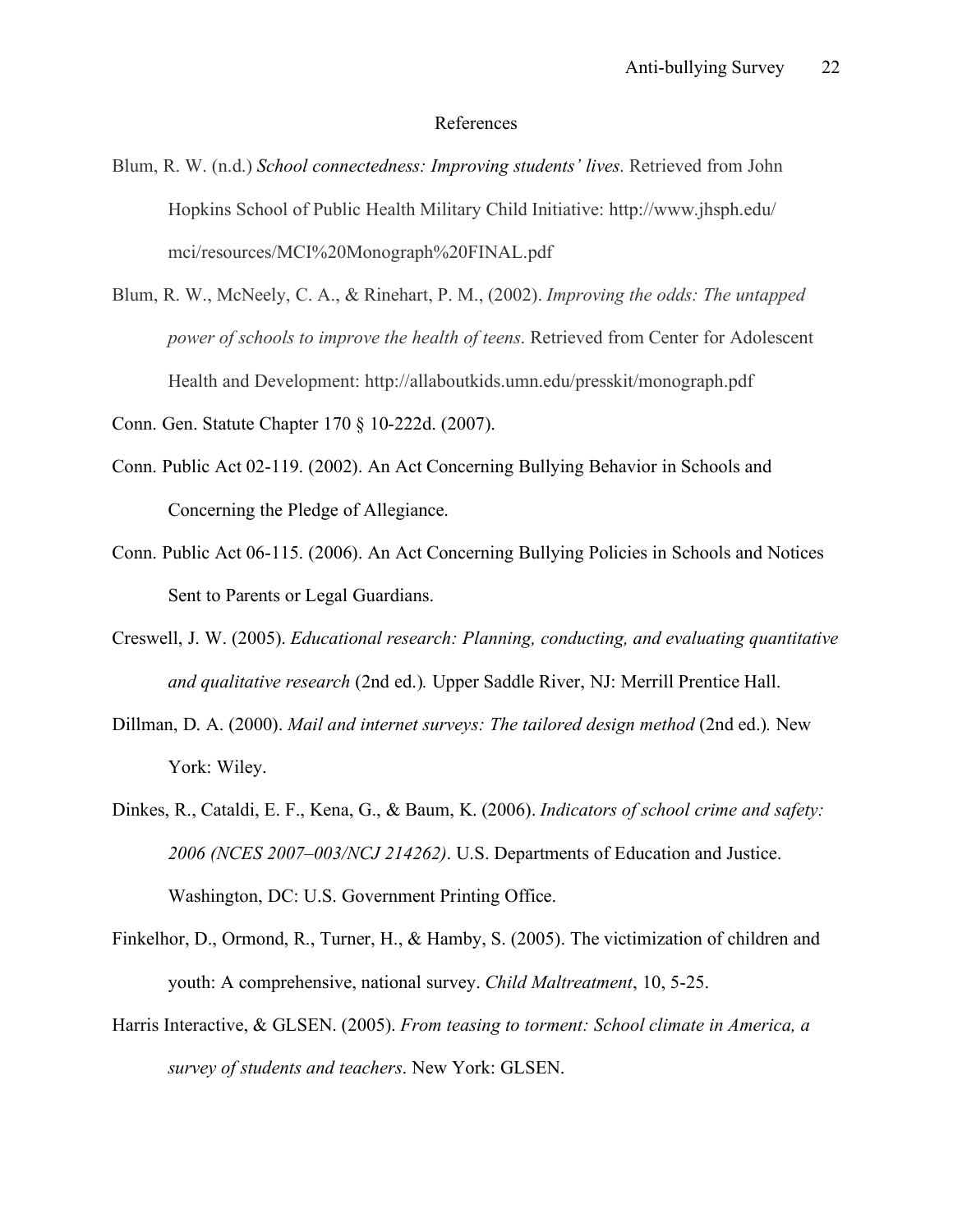# References

Blum, R. W. (n.d.) *School connectedness: Improving students' lives*. Retrieved from John Hopkins School of Public Health Military Child Initiative: http://www.jhsph.edu/mci/resources/MCI%20Monograph%20FINAL.pdf

Blum, R. W., McNeely, C. A., & Rinehart, P. M., (2002). *Improving the odds: The untapped power of schools to improve the health of teens*. Retrieved from Center for Adolescent Health and Development: http://allaboutkids.umn.edu/presskit/monograph.pdf

Conn. Gen. Statute Chapter 170 § 10-222d. (2007).

Conn. Public Act 02-119. (2002). An Act Concerning Bullying Behavior in Schools and Concerning the Pledge of Allegiance.

Conn. Public Act 06-115. (2006). An Act Concerning Bullying Policies in Schools and Notices Sent to Parents or Legal Guardians.

Creswell, J. W. (2005). *Educational research: Planning, conducting, and evaluating quantitative and qualitative research* (2nd ed.). Upper Saddle River, NJ: Merrill Prentice Hall.

Dillman, D. A. (2000). *Mail and internet surveys: The tailored design method* (2nd ed.). New York: Wiley.

Dinkes, R., Cataldi, E. F., Kena, G., & Baum, K. (2006). *Indicators of school crime and safety: 2006 (NCES 2007–003/NCJ 214262)*. U.S. Departments of Education and Justice. Washington, DC: U.S. Government Printing Office.

Finkelhor, D., Ormond, R., Turner, H., & Hamby, S. (2005). The victimization of children and youth: A comprehensive, national survey. *Child Maltreatment*, 10, 5-25.

Harris Interactive, & GLSEN. (2005). *From teasing to torment: School climate in America, a survey of students and teachers*. New York: GLSEN.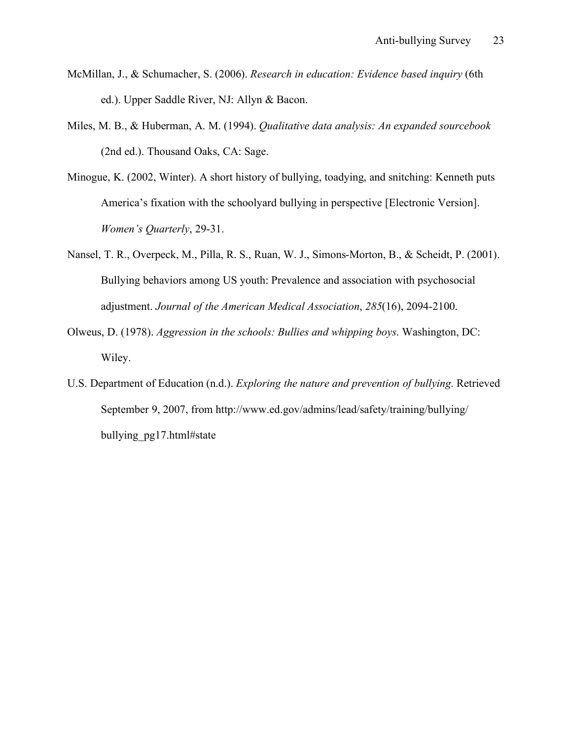McMillan, J., & Schumacher, S. (2006). *Research in education: Evidence based inquiry* (6th ed.). Upper Saddle River, NJ: Allyn & Bacon.

Miles, M. B., & Huberman, A. M. (1994). *Qualitative data analysis: An expanded sourcebook* (2nd ed.). Thousand Oaks, CA: Sage.

Minogue, K. (2002, Winter). A short history of bullying, toadying, and snitching: Kenneth puts America's fixation with the schoolyard bullying in perspective [Electronic Version]. *Women's Quarterly*, 29-31.

Nansel, T. R., Overpeck, M., Pilla, R. S., Ruan, W. J., Simons-Morton, B., & Scheidt, P. (2001). Bullying behaviors among US youth: Prevalence and association with psychosocial adjustment. *Journal of the American Medical Association*, *285*(16), 2094-2100.

Olweus, D. (1978). *Aggression in the schools: Bullies and whipping boys*. Washington, DC: Wiley.

U.S. Department of Education (n.d.). *Exploring the nature and prevention of bullying*. Retrieved September 9, 2007, from http://www.ed.gov/admins/lead/safety/training/bullying/bullying_pg17.html#state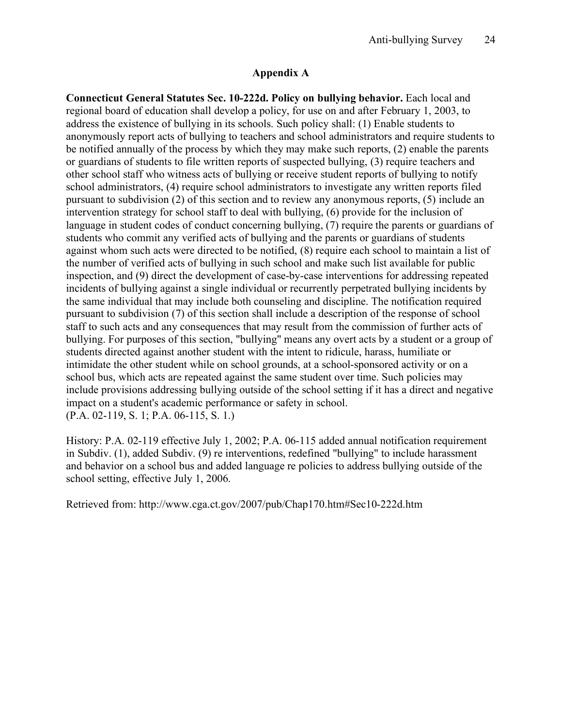## Appendix A

**Connecticut General Statutes Sec. 10-222d. Policy on bullying behavior.** Each local and regional board of education shall develop a policy, for use on and after February 1, 2003, to address the existence of bullying in its schools. Such policy shall: (1) Enable students to anonymously report acts of bullying to teachers and school administrators and require students to be notified annually of the process by which they may make such reports, (2) enable the parents or guardians of students to file written reports of suspected bullying, (3) require teachers and other school staff who witness acts of bullying or receive student reports of bullying to notify school administrators, (4) require school administrators to investigate any written reports filed pursuant to subdivision (2) of this section and to review any anonymous reports, (5) include an intervention strategy for school staff to deal with bullying, (6) provide for the inclusion of language in student codes of conduct concerning bullying, (7) require the parents or guardians of students who commit any verified acts of bullying and the parents or guardians of students against whom such acts were directed to be notified, (8) require each school to maintain a list of the number of verified acts of bullying in such school and make such list available for public inspection, and (9) direct the development of case-by-case interventions for addressing repeated incidents of bullying against a single individual or recurrently perpetrated bullying incidents by the same individual that may include both counseling and discipline. The notification required pursuant to subdivision (7) of this section shall include a description of the response of school staff to such acts and any consequences that may result from the commission of further acts of bullying. For purposes of this section, "bullying" means any overt acts by a student or a group of students directed against another student with the intent to ridicule, harass, humiliate or intimidate the other student while on school grounds, at a school-sponsored activity or on a school bus, which acts are repeated against the same student over time. Such policies may include provisions addressing bullying outside of the school setting if it has a direct and negative impact on a student's academic performance or safety in school.
(P.A. 02-119, S. 1; P.A. 06-115, S. 1.)

History: P.A. 02-119 effective July 1, 2002; P.A. 06-115 added annual notification requirement in Subdiv. (1), added Subdiv. (9) re interventions, redefined "bullying" to include harassment and behavior on a school bus and added language re policies to address bullying outside of the school setting, effective July 1, 2006.

Retrieved from: http://www.cga.ct.gov/2007/pub/Chap170.htm#Sec10-222d.htm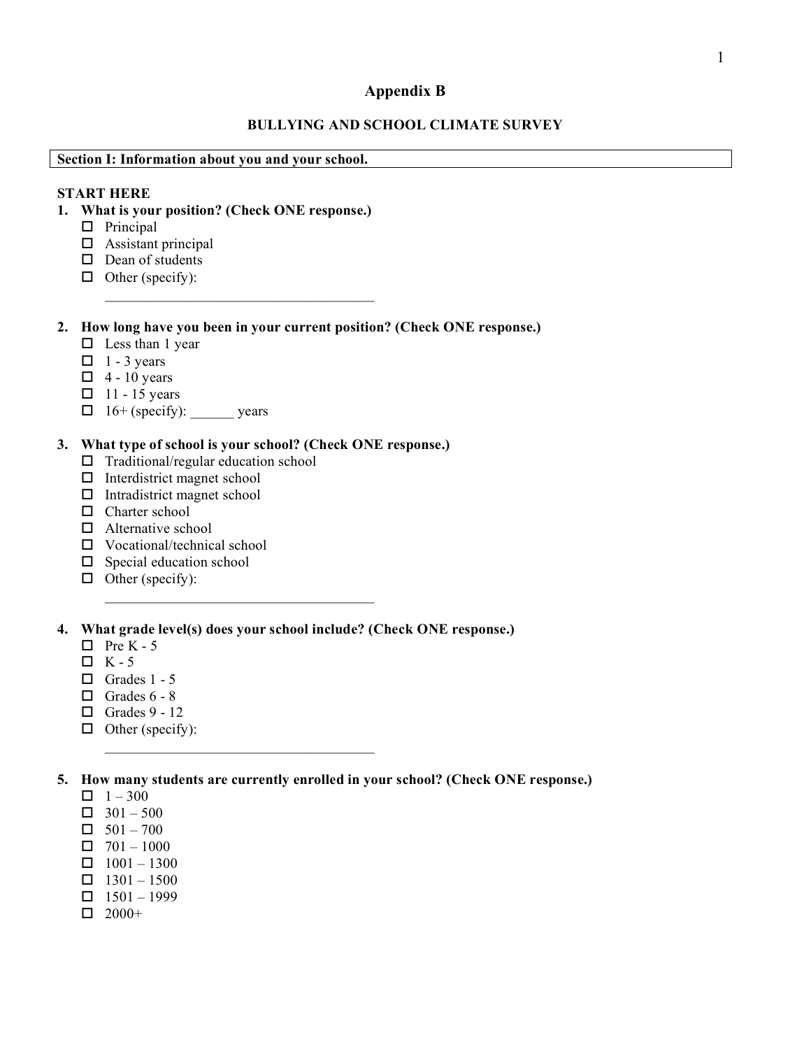# Appendix B

## BULLYING AND SCHOOL CLIMATE SURVEY

**Section I: Information about you and your school.**

**START HERE**

**1. What is your position? (Check ONE response.)**

- ☐ Principal
- ☐ Assistant principal
- ☐ Dean of students
- ☐ Other (specify): ____________________________________

**2. How long have you been in your current position? (Check ONE response.)**

- ☐ Less than 1 year
- ☐ 1 - 3 years
- ☐ 4 - 10 years
- ☐ 11 - 15 years
- ☐ 16+ (specify): ______ years

**3. What type of school is your school? (Check ONE response.)**

- ☐ Traditional/regular education school
- ☐ Interdistrict magnet school
- ☐ Intradistrict magnet school
- ☐ Charter school
- ☐ Alternative school
- ☐ Vocational/technical school
- ☐ Special education school
- ☐ Other (specify): ____________________________________

**4. What grade level(s) does your school include? (Check ONE response.)**

- ☐ Pre K - 5
- ☐ K - 5
- ☐ Grades 1 - 5
- ☐ Grades 6 - 8
- ☐ Grades 9 - 12
- ☐ Other (specify): ____________________________________

**5. How many students are currently enrolled in your school? (Check ONE response.)**

- ☐ 1 – 300
- ☐ 301 – 500
- ☐ 501 – 700
- ☐ 701 – 1000
- ☐ 1001 – 1300
- ☐ 1301 – 1500
- ☐ 1501 – 1999
- ☐ 2000+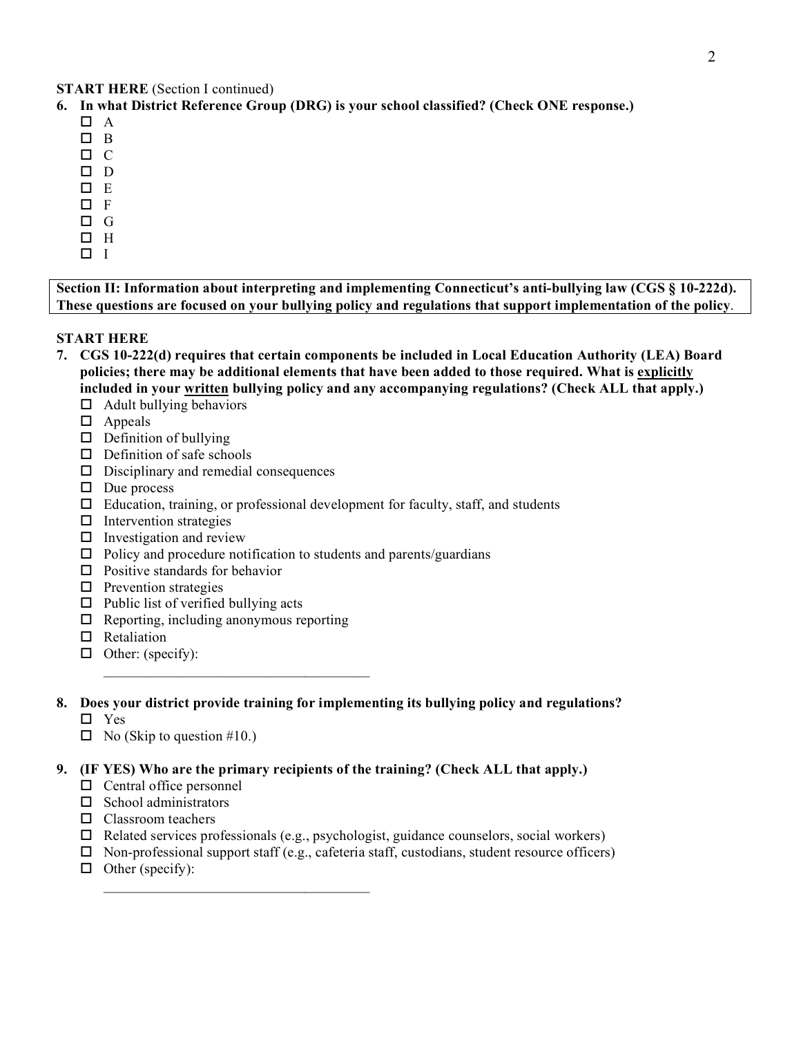**START HERE** (Section I continued)

**6. In what District Reference Group (DRG) is your school classified? (Check ONE response.)**

- ☐ A
- ☐ B
- ☐ C
- ☐ D
- ☐ E
- ☐ F
- ☐ G
- ☐ H
- ☐ I

**Section II: Information about interpreting and implementing Connecticut's anti-bullying law (CGS § 10-222d). These questions are focused on your bullying policy and regulations that support implementation of the policy.**

**START HERE**

**7. CGS 10-222(d) requires that certain components be included in Local Education Authority (LEA) Board policies; there may be additional elements that have been added to those required. What is <u>explicitly</u> included in your <u>written</u> bullying policy and any accompanying regulations? (Check ALL that apply.)**

- ☐ Adult bullying behaviors
- ☐ Appeals
- ☐ Definition of bullying
- ☐ Definition of safe schools
- ☐ Disciplinary and remedial consequences
- ☐ Due process
- ☐ Education, training, or professional development for faculty, staff, and students
- ☐ Intervention strategies
- ☐ Investigation and review
- ☐ Policy and procedure notification to students and parents/guardians
- ☐ Positive standards for behavior
- ☐ Prevention strategies
- ☐ Public list of verified bullying acts
- ☐ Reporting, including anonymous reporting
- ☐ Retaliation
- ☐ Other: (specify): \_\_\_\_\_\_\_\_\_\_\_\_\_\_\_\_\_\_\_\_\_\_\_\_\_\_\_\_\_\_\_\_\_\_\_\_

**8. Does your district provide training for implementing its bullying policy and regulations?**

- ☐ Yes
- ☐ No (Skip to question #10.)

**9. (IF YES) Who are the primary recipients of the training? (Check ALL that apply.)**

- ☐ Central office personnel
- ☐ School administrators
- ☐ Classroom teachers
- ☐ Related services professionals (e.g., psychologist, guidance counselors, social workers)
- ☐ Non-professional support staff (e.g., cafeteria staff, custodians, student resource officers)
- ☐ Other (specify): \_\_\_\_\_\_\_\_\_\_\_\_\_\_\_\_\_\_\_\_\_\_\_\_\_\_\_\_\_\_\_\_\_\_\_\_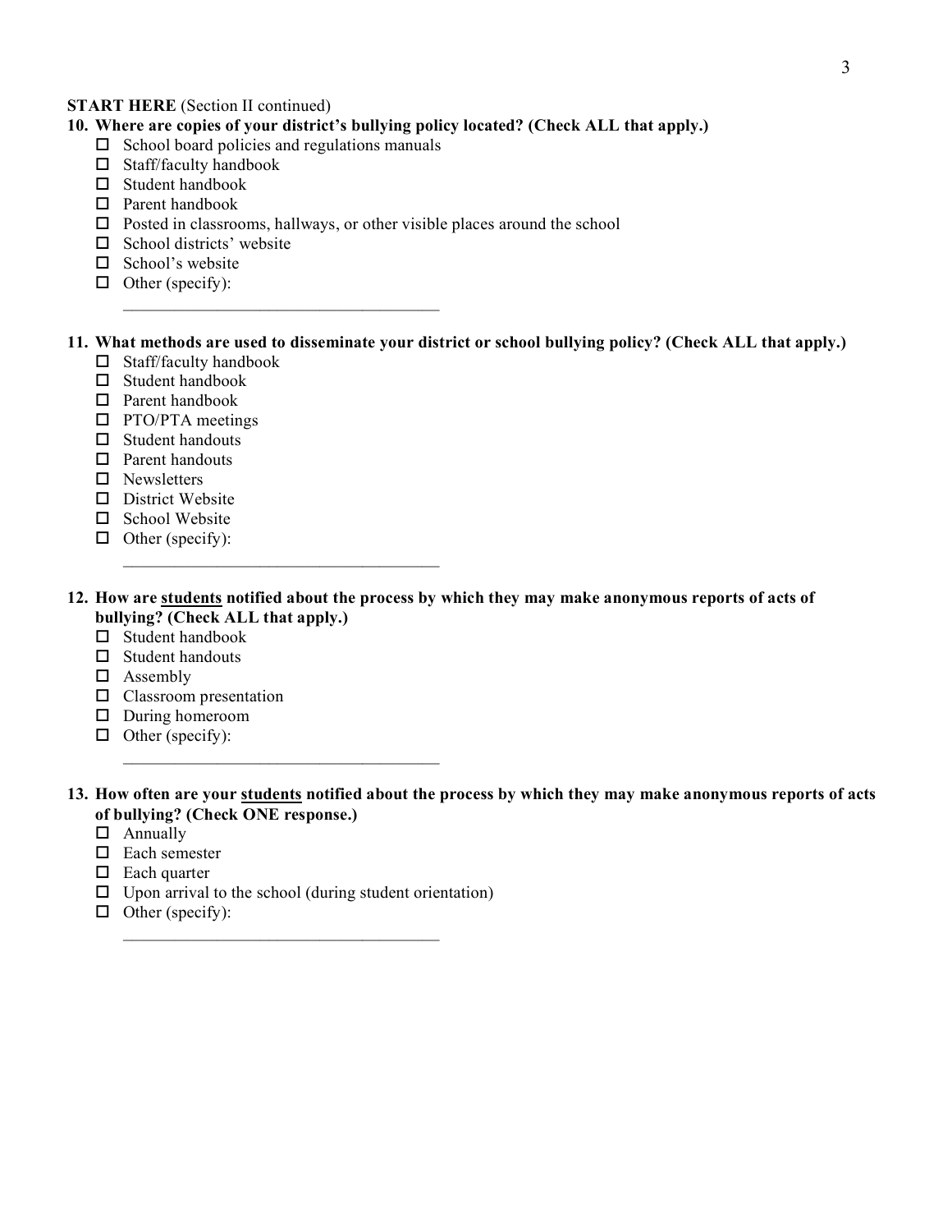**START HERE** (Section II continued)

**10. Where are copies of your district's bullying policy located? (Check ALL that apply.)**

- ☐ School board policies and regulations manuals
- ☐ Staff/faculty handbook
- ☐ Student handbook
- ☐ Parent handbook
- ☐ Posted in classrooms, hallways, or other visible places around the school
- ☐ School districts' website
- ☐ School's website
- ☐ Other (specify): ____________________________________

**11. What methods are used to disseminate your district or school bullying policy? (Check ALL that apply.)**

- ☐ Staff/faculty handbook
- ☐ Student handbook
- ☐ Parent handbook
- ☐ PTO/PTA meetings
- ☐ Student handouts
- ☐ Parent handouts
- ☐ Newsletters
- ☐ District Website
- ☐ School Website
- ☐ Other (specify): ____________________________________

**12. How are <u>students</u> notified about the process by which they may make anonymous reports of acts of bullying? (Check ALL that apply.)**

- ☐ Student handbook
- ☐ Student handouts
- ☐ Assembly
- ☐ Classroom presentation
- ☐ During homeroom
- ☐ Other (specify): ____________________________________

**13. How often are your <u>students</u> notified about the process by which they may make anonymous reports of acts of bullying? (Check ONE response.)**

- ☐ Annually
- ☐ Each semester
- ☐ Each quarter
- ☐ Upon arrival to the school (during student orientation)
- ☐ Other (specify): ____________________________________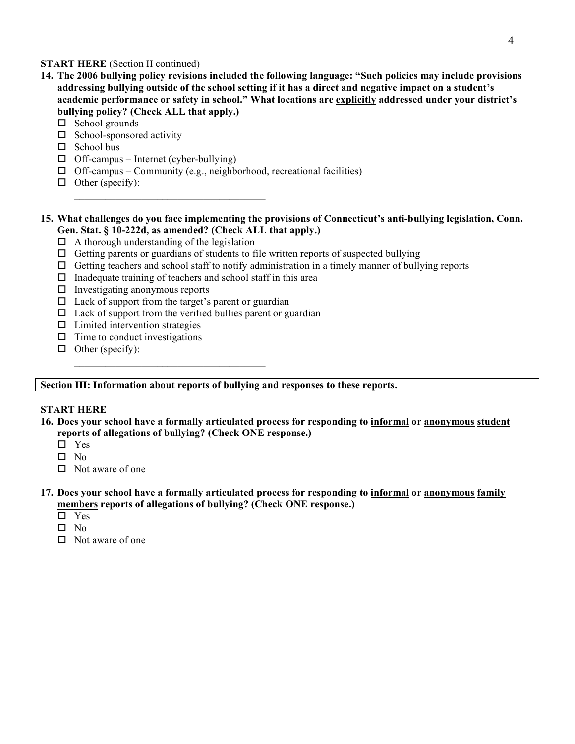**START HERE** (Section II continued)

**14. The 2006 bullying policy revisions included the following language: "Such policies may include provisions addressing bullying outside of the school setting if it has a direct and negative impact on a student's academic performance or safety in school." What locations are <u>explicitly</u> addressed under your district's bullying policy? (Check ALL that apply.)**

- ☐ School grounds
- ☐ School-sponsored activity
- ☐ School bus
- ☐ Off-campus – Internet (cyber-bullying)
- ☐ Off-campus – Community (e.g., neighborhood, recreational facilities)
- ☐ Other (specify): ____________________________________

**15. What challenges do you face implementing the provisions of Connecticut's anti-bullying legislation, Conn. Gen. Stat. § 10-222d, as amended? (Check ALL that apply.)**

- ☐ A thorough understanding of the legislation
- ☐ Getting parents or guardians of students to file written reports of suspected bullying
- ☐ Getting teachers and school staff to notify administration in a timely manner of bullying reports
- ☐ Inadequate training of teachers and school staff in this area
- ☐ Investigating anonymous reports
- ☐ Lack of support from the target's parent or guardian
- ☐ Lack of support from the verified bullies parent or guardian
- ☐ Limited intervention strategies
- ☐ Time to conduct investigations
- ☐ Other (specify): ____________________________________

## Section III: Information about reports of bullying and responses to these reports.

**START HERE**

**16. Does your school have a formally articulated process for responding to <u>informal</u> or <u>anonymous</u> <u>student</u> reports of allegations of bullying? (Check ONE response.)**

- ☐ Yes
- ☐ No
- ☐ Not aware of one

**17. Does your school have a formally articulated process for responding to <u>informal</u> or <u>anonymous</u> <u>family members</u> reports of allegations of bullying? (Check ONE response.)**

- ☐ Yes
- ☐ No
- ☐ Not aware of one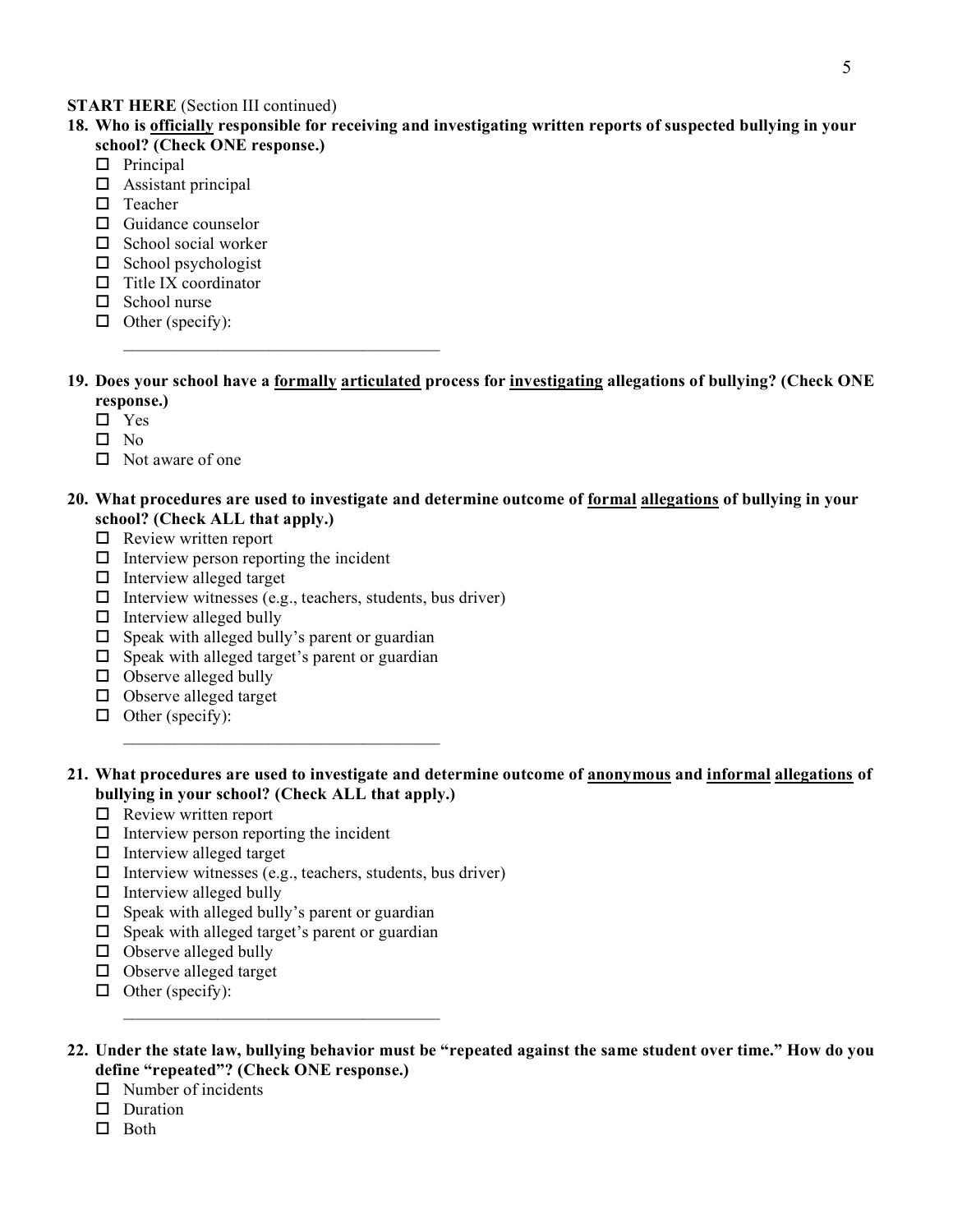**START HERE** (Section III continued)

**18. Who is <u>officially</u> responsible for receiving and investigating written reports of suspected bullying in your school? (Check ONE response.)**

- ☐ Principal
- ☐ Assistant principal
- ☐ Teacher
- ☐ Guidance counselor
- ☐ School social worker
- ☐ School psychologist
- ☐ Title IX coordinator
- ☐ School nurse
- ☐ Other (specify): ___________________________________

**19. Does your school have a <u>formally</u> <u>articulated</u> process for <u>investigating</u> allegations of bullying? (Check ONE response.)**

- ☐ Yes
- ☐ No
- ☐ Not aware of one

**20. What procedures are used to investigate and determine outcome of <u>formal</u> <u>allegations</u> of bullying in your school? (Check ALL that apply.)**

- ☐ Review written report
- ☐ Interview person reporting the incident
- ☐ Interview alleged target
- ☐ Interview witnesses (e.g., teachers, students, bus driver)
- ☐ Interview alleged bully
- ☐ Speak with alleged bully's parent or guardian
- ☐ Speak with alleged target's parent or guardian
- ☐ Observe alleged bully
- ☐ Observe alleged target
- ☐ Other (specify): ___________________________________

**21. What procedures are used to investigate and determine outcome of <u>anonymous</u> and <u>informal</u> <u>allegations</u> of bullying in your school? (Check ALL that apply.)**

- ☐ Review written report
- ☐ Interview person reporting the incident
- ☐ Interview alleged target
- ☐ Interview witnesses (e.g., teachers, students, bus driver)
- ☐ Interview alleged bully
- ☐ Speak with alleged bully's parent or guardian
- ☐ Speak with alleged target's parent or guardian
- ☐ Observe alleged bully
- ☐ Observe alleged target
- ☐ Other (specify): ___________________________________

**22. Under the state law, bullying behavior must be "repeated against the same student over time." How do you define "repeated"? (Check ONE response.)**

- ☐ Number of incidents
- ☐ Duration
- ☐ Both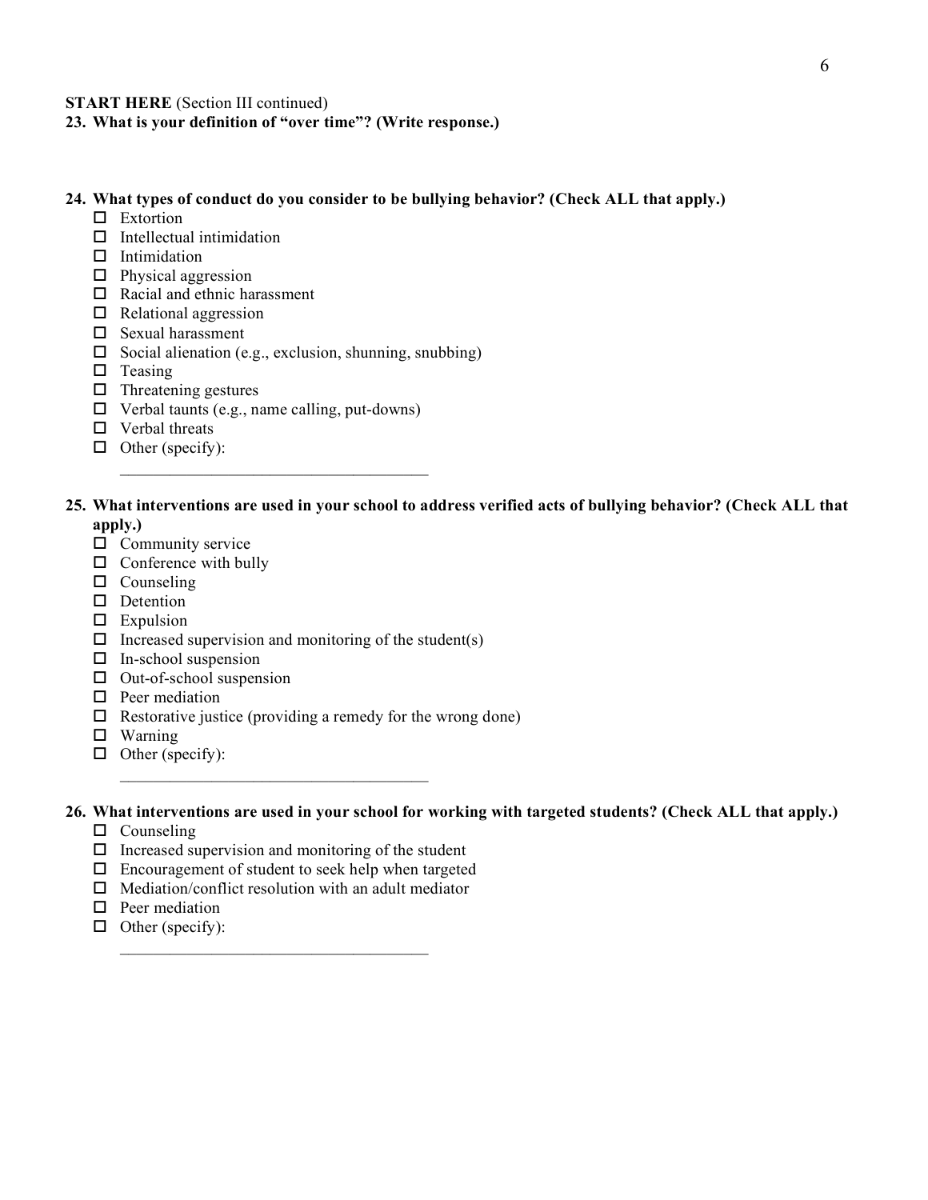**START HERE** (Section III continued)

**23. What is your definition of "over time"? (Write response.)**

**24. What types of conduct do you consider to be bullying behavior? (Check ALL that apply.)**

- ☐ Extortion
- ☐ Intellectual intimidation
- ☐ Intimidation
- ☐ Physical aggression
- ☐ Racial and ethnic harassment
- ☐ Relational aggression
- ☐ Sexual harassment
- ☐ Social alienation (e.g., exclusion, shunning, snubbing)
- ☐ Teasing
- ☐ Threatening gestures
- ☐ Verbal taunts (e.g., name calling, put-downs)
- ☐ Verbal threats
- ☐ Other (specify): \_\_\_\_\_\_\_\_\_\_\_\_\_\_\_\_\_\_\_\_\_\_\_\_\_\_\_\_\_\_\_\_\_\_\_\_

**25. What interventions are used in your school to address verified acts of bullying behavior? (Check ALL that apply.)**

- ☐ Community service
- ☐ Conference with bully
- ☐ Counseling
- ☐ Detention
- ☐ Expulsion
- ☐ Increased supervision and monitoring of the student(s)
- ☐ In-school suspension
- ☐ Out-of-school suspension
- ☐ Peer mediation
- ☐ Restorative justice (providing a remedy for the wrong done)
- ☐ Warning
- ☐ Other (specify): \_\_\_\_\_\_\_\_\_\_\_\_\_\_\_\_\_\_\_\_\_\_\_\_\_\_\_\_\_\_\_\_\_\_\_\_

**26. What interventions are used in your school for working with targeted students? (Check ALL that apply.)**

- ☐ Counseling
- ☐ Increased supervision and monitoring of the student
- ☐ Encouragement of student to seek help when targeted
- ☐ Mediation/conflict resolution with an adult mediator
- ☐ Peer mediation
- ☐ Other (specify): \_\_\_\_\_\_\_\_\_\_\_\_\_\_\_\_\_\_\_\_\_\_\_\_\_\_\_\_\_\_\_\_\_\_\_\_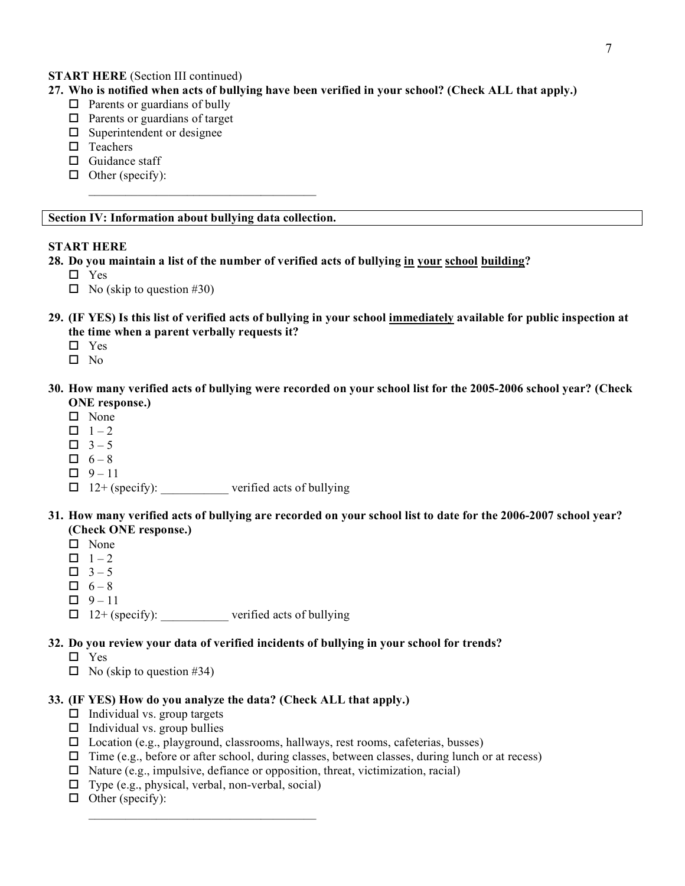**START HERE** (Section III continued)

**27. Who is notified when acts of bullying have been verified in your school? (Check ALL that apply.)**

- ☐ Parents or guardians of bully
- ☐ Parents or guardians of target
- ☐ Superintendent or designee
- ☐ Teachers
- ☐ Guidance staff
- ☐ Other (specify): ____________________________________

**Section IV: Information about bullying data collection.**

**START HERE**

**28. Do you maintain a list of the number of verified acts of bullying <u>in</u> <u>your</u> <u>school</u> <u>building</u>?**

- ☐ Yes
- ☐ No (skip to question #30)

**29. (IF YES) Is this list of verified acts of bullying in your school <u>immediately</u> available for public inspection at the time when a parent verbally requests it?**

- ☐ Yes
- ☐ No

**30. How many verified acts of bullying were recorded on your school list for the 2005-2006 school year? (Check ONE response.)**

- ☐ None
- ☐ 1 – 2
- ☐ 3 – 5
- ☐ 6 – 8
- ☐ 9 – 11
- ☐ 12+ (specify): ___________ verified acts of bullying

**31. How many verified acts of bullying are recorded on your school list to date for the 2006-2007 school year? (Check ONE response.)**

- ☐ None
- ☐ 1 – 2
- ☐ 3 – 5
- ☐ 6 – 8
- ☐ 9 – 11
- ☐ 12+ (specify): ___________ verified acts of bullying

**32. Do you review your data of verified incidents of bullying in your school for trends?**

- ☐ Yes
- ☐ No (skip to question #34)

**33. (IF YES) How do you analyze the data? (Check ALL that apply.)**

- ☐ Individual vs. group targets
- ☐ Individual vs. group bullies
- ☐ Location (e.g., playground, classrooms, hallways, rest rooms, cafeterias, busses)
- ☐ Time (e.g., before or after school, during classes, between classes, during lunch or at recess)
- ☐ Nature (e.g., impulsive, defiance or opposition, threat, victimization, racial)
- ☐ Type (e.g., physical, verbal, non-verbal, social)
- ☐ Other (specify): ____________________________________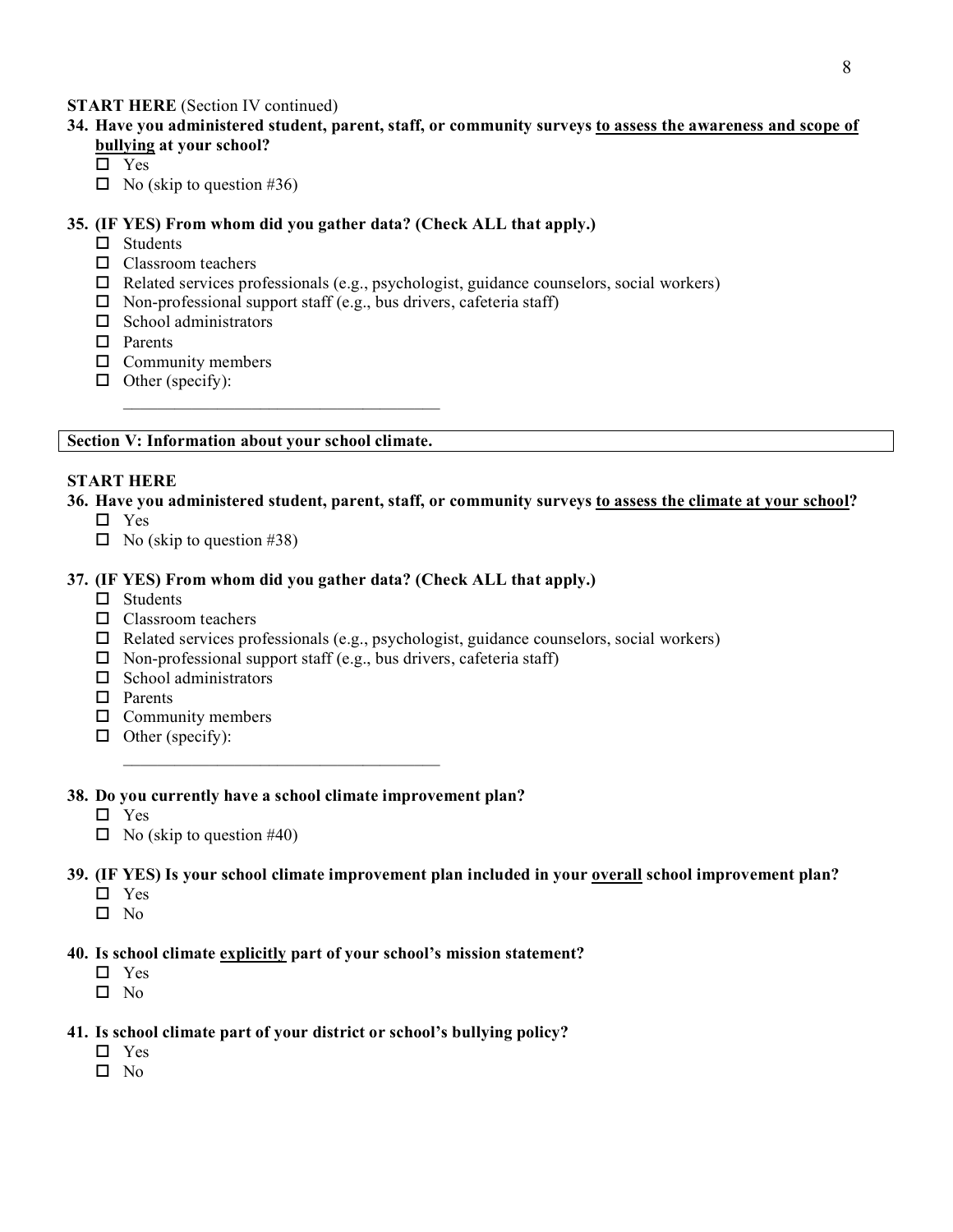**START HERE** (Section IV continued)

**34. Have you administered student, parent, staff, or community surveys <u>to assess the awareness and scope of bullying</u> at your school?**

- ☐ Yes
- ☐ No (skip to question #36)

**35. (IF YES) From whom did you gather data? (Check ALL that apply.)**

- ☐ Students
- ☐ Classroom teachers
- ☐ Related services professionals (e.g., psychologist, guidance counselors, social workers)
- ☐ Non-professional support staff (e.g., bus drivers, cafeteria staff)
- ☐ School administrators
- ☐ Parents
- ☐ Community members
- ☐ Other (specify): \_\_\_\_\_\_\_\_\_\_\_\_\_\_\_\_\_\_\_\_\_\_\_\_\_\_\_\_\_\_\_\_\_\_\_\_

| Section V: Information about your school climate. |
|---|

**START HERE**

**36. Have you administered student, parent, staff, or community surveys <u>to assess the climate at your school</u>?**

- ☐ Yes
- ☐ No (skip to question #38)

**37. (IF YES) From whom did you gather data? (Check ALL that apply.)**

- ☐ Students
- ☐ Classroom teachers
- ☐ Related services professionals (e.g., psychologist, guidance counselors, social workers)
- ☐ Non-professional support staff (e.g., bus drivers, cafeteria staff)
- ☐ School administrators
- ☐ Parents
- ☐ Community members
- ☐ Other (specify): \_\_\_\_\_\_\_\_\_\_\_\_\_\_\_\_\_\_\_\_\_\_\_\_\_\_\_\_\_\_\_\_\_\_\_\_

**38. Do you currently have a school climate improvement plan?**

- ☐ Yes
- ☐ No (skip to question #40)

**39. (IF YES) Is your school climate improvement plan included in your <u>overall</u> school improvement plan?**

- ☐ Yes
- ☐ No

**40. Is school climate <u>explicitly</u> part of your school's mission statement?**

- ☐ Yes
- ☐ No

**41. Is school climate part of your district or school's bullying policy?**

- ☐ Yes
- ☐ No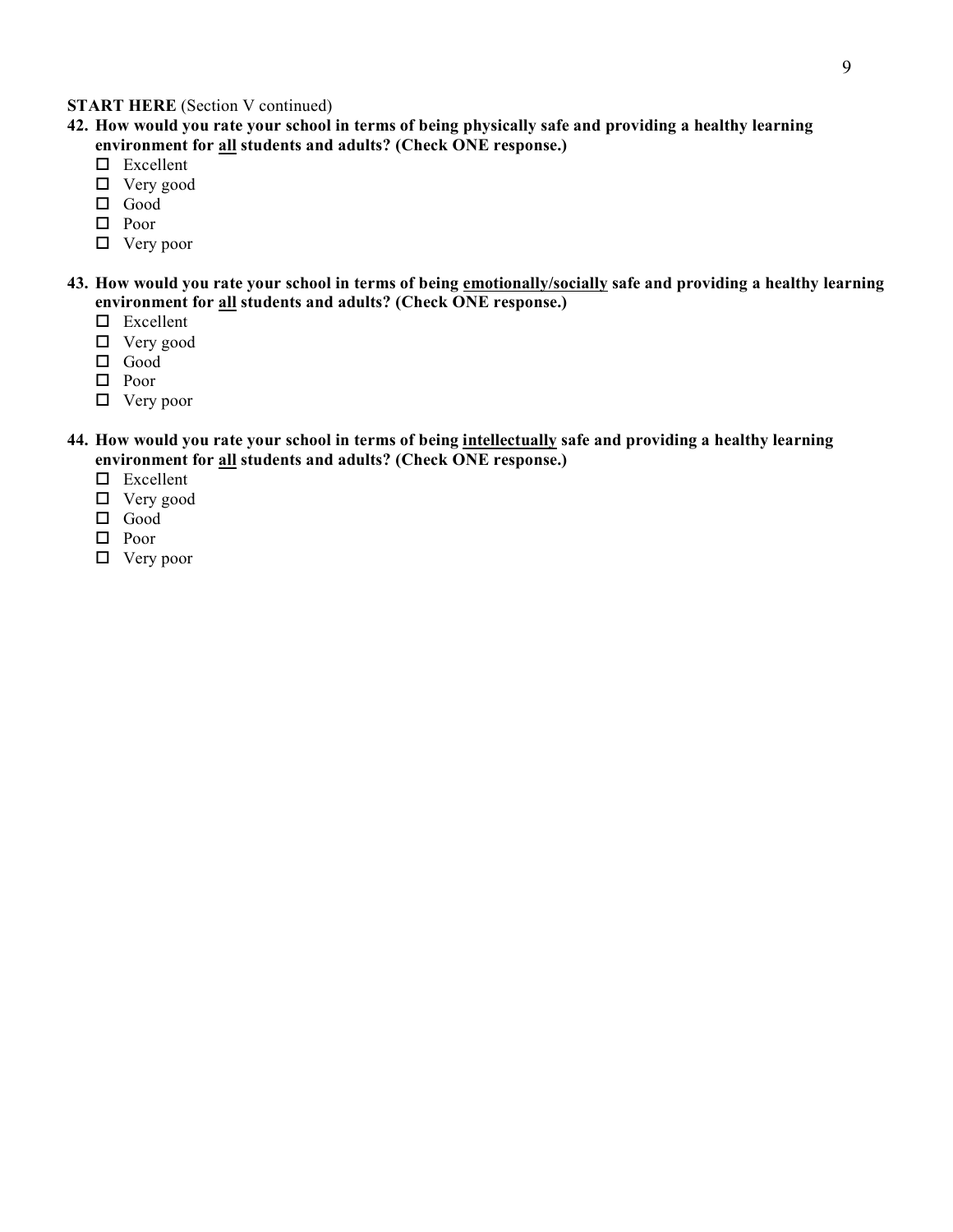**START HERE** (Section V continued)

**42. How would you rate your school in terms of being physically safe and providing a healthy learning environment for <u>all</u> students and adults? (Check ONE response.)**

- ☐ Excellent
- ☐ Very good
- ☐ Good
- ☐ Poor
- ☐ Very poor

**43. How would you rate your school in terms of being <u>emotionally/socially</u> safe and providing a healthy learning environment for <u>all</u> students and adults? (Check ONE response.)**

- ☐ Excellent
- ☐ Very good
- ☐ Good
- ☐ Poor
- ☐ Very poor

**44. How would you rate your school in terms of being <u>intellectually</u> safe and providing a healthy learning environment for <u>all</u> students and adults? (Check ONE response.)**

- ☐ Excellent
- ☐ Very good
- ☐ Good
- ☐ Poor
- ☐ Very poor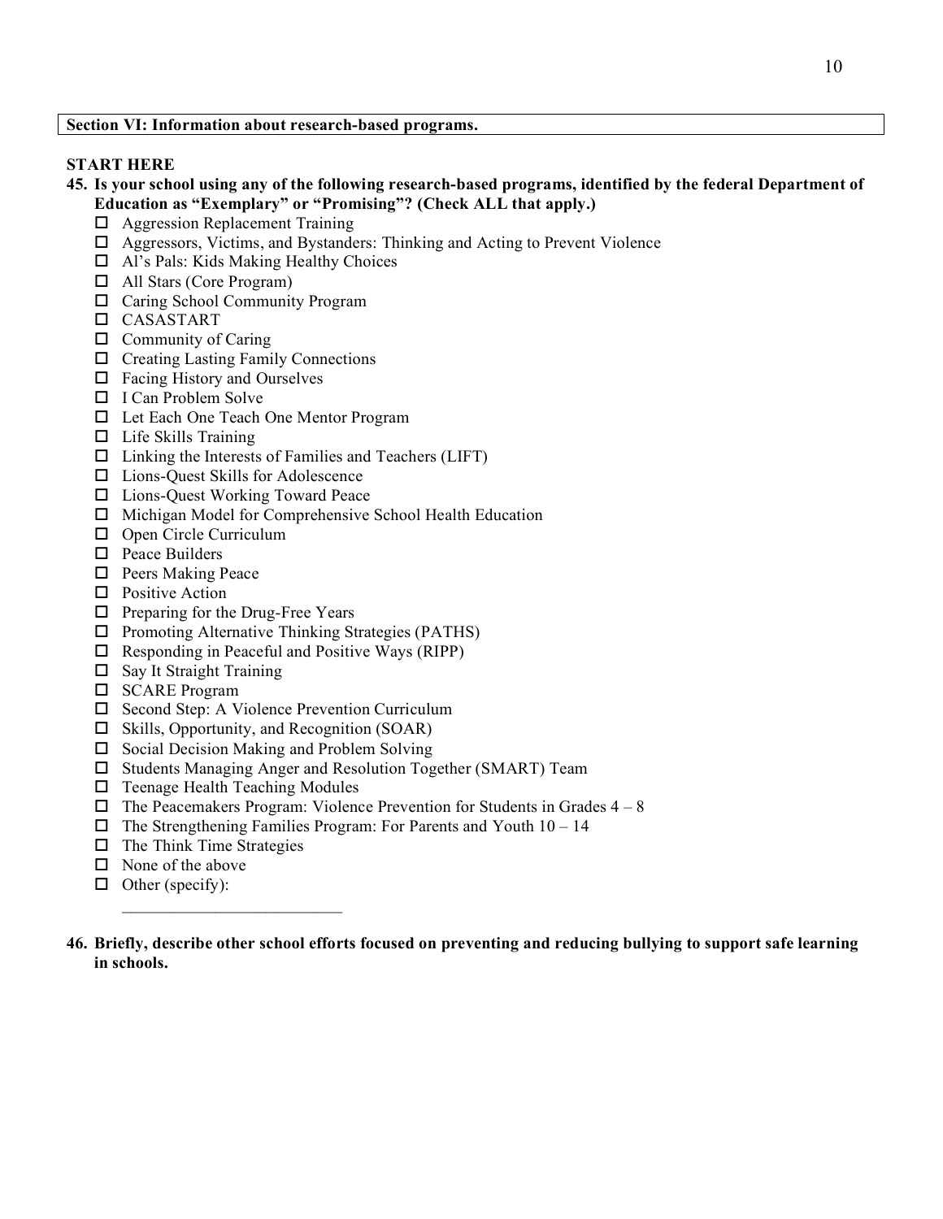**Section VI: Information about research-based programs.**

**START HERE**

**45. Is your school using any of the following research-based programs, identified by the federal Department of Education as "Exemplary" or "Promising"? (Check ALL that apply.)**

- ☐ Aggression Replacement Training
- ☐ Aggressors, Victims, and Bystanders: Thinking and Acting to Prevent Violence
- ☐ Al's Pals: Kids Making Healthy Choices
- ☐ All Stars (Core Program)
- ☐ Caring School Community Program
- ☐ CASASTART
- ☐ Community of Caring
- ☐ Creating Lasting Family Connections
- ☐ Facing History and Ourselves
- ☐ I Can Problem Solve
- ☐ Let Each One Teach One Mentor Program
- ☐ Life Skills Training
- ☐ Linking the Interests of Families and Teachers (LIFT)
- ☐ Lions-Quest Skills for Adolescence
- ☐ Lions-Quest Working Toward Peace
- ☐ Michigan Model for Comprehensive School Health Education
- ☐ Open Circle Curriculum
- ☐ Peace Builders
- ☐ Peers Making Peace
- ☐ Positive Action
- ☐ Preparing for the Drug-Free Years
- ☐ Promoting Alternative Thinking Strategies (PATHS)
- ☐ Responding in Peaceful and Positive Ways (RIPP)
- ☐ Say It Straight Training
- ☐ SCARE Program
- ☐ Second Step: A Violence Prevention Curriculum
- ☐ Skills, Opportunity, and Recognition (SOAR)
- ☐ Social Decision Making and Problem Solving
- ☐ Students Managing Anger and Resolution Together (SMART) Team
- ☐ Teenage Health Teaching Modules
- ☐ The Peacemakers Program: Violence Prevention for Students in Grades 4 – 8
- ☐ The Strengthening Families Program: For Parents and Youth 10 – 14
- ☐ The Think Time Strategies
- ☐ None of the above
- ☐ Other (specify): ___________________________

**46. Briefly, describe other school efforts focused on preventing and reducing bullying to support safe learning in schools.**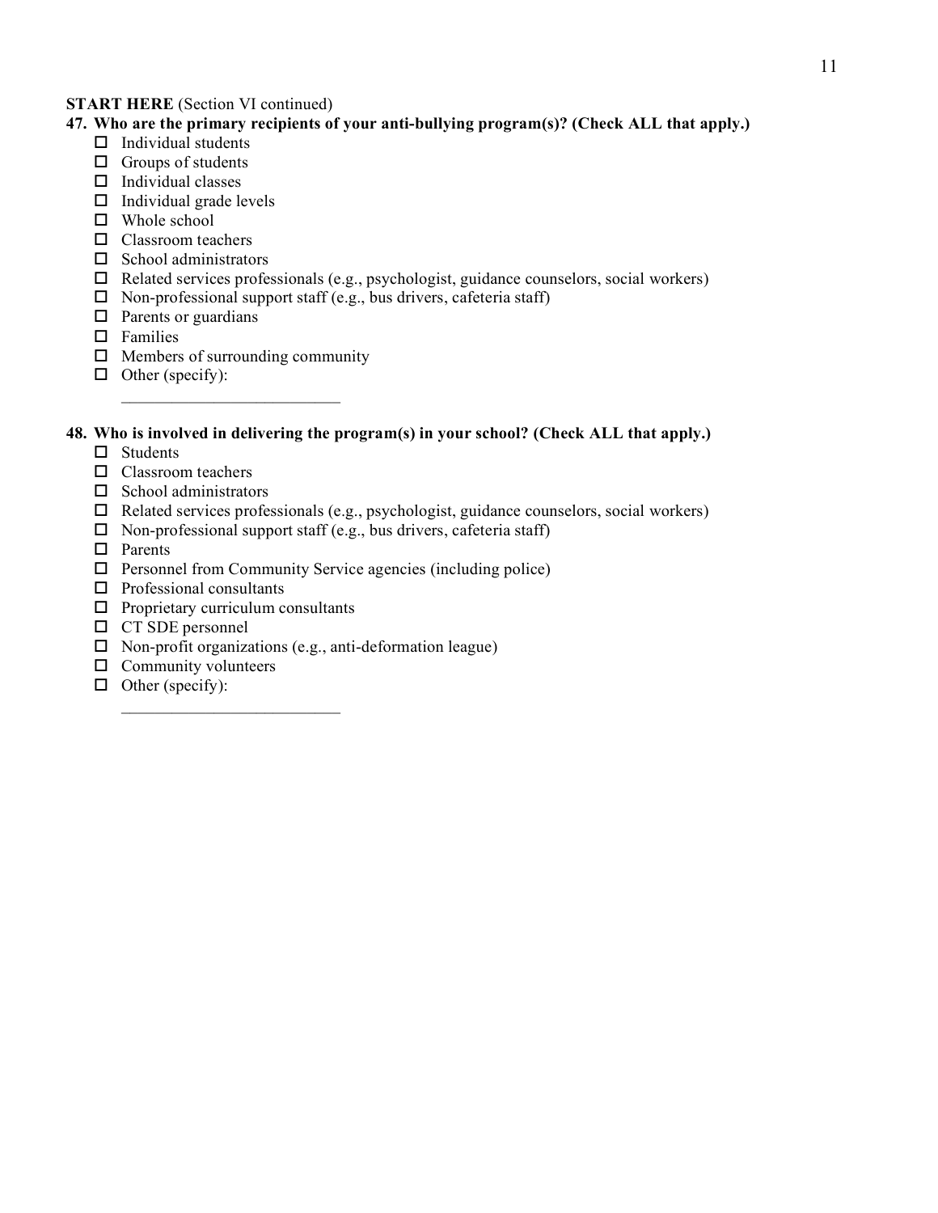**START HERE** (Section VI continued)

**47. Who are the primary recipients of your anti-bullying program(s)? (Check ALL that apply.)**

- ☐ Individual students
- ☐ Groups of students
- ☐ Individual classes
- ☐ Individual grade levels
- ☐ Whole school
- ☐ Classroom teachers
- ☐ School administrators
- ☐ Related services professionals (e.g., psychologist, guidance counselors, social workers)
- ☐ Non-professional support staff (e.g., bus drivers, cafeteria staff)
- ☐ Parents or guardians
- ☐ Families
- ☐ Members of surrounding community
- ☐ Other (specify): \_\_\_\_\_\_\_\_\_\_\_\_\_\_\_\_\_\_\_\_\_\_\_\_\_\_

**48. Who is involved in delivering the program(s) in your school? (Check ALL that apply.)**

- ☐ Students
- ☐ Classroom teachers
- ☐ School administrators
- ☐ Related services professionals (e.g., psychologist, guidance counselors, social workers)
- ☐ Non-professional support staff (e.g., bus drivers, cafeteria staff)
- ☐ Parents
- ☐ Personnel from Community Service agencies (including police)
- ☐ Professional consultants
- ☐ Proprietary curriculum consultants
- ☐ CT SDE personnel
- ☐ Non-profit organizations (e.g., anti-deformation league)
- ☐ Community volunteers
- ☐ Other (specify): \_\_\_\_\_\_\_\_\_\_\_\_\_\_\_\_\_\_\_\_\_\_\_\_\_\_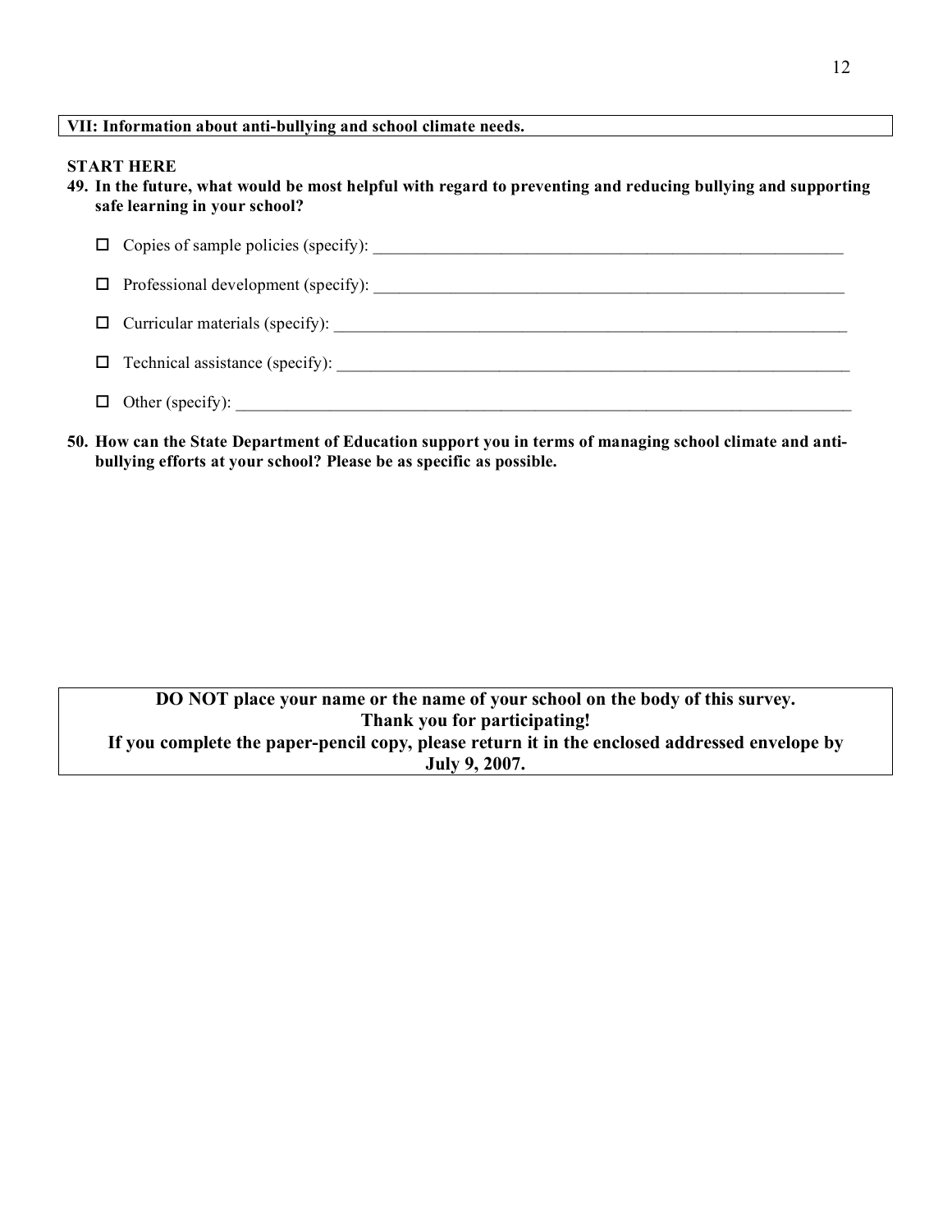**VII: Information about anti-bullying and school climate needs.**

**START HERE**

**49. In the future, what would be most helpful with regard to preventing and reducing bullying and supporting safe learning in your school?**

- ☐ Copies of sample policies (specify): ____________________
- ☐ Professional development (specify): ____________________
- ☐ Curricular materials (specify): ____________________
- ☐ Technical assistance (specify): ____________________
- ☐ Other (specify): ____________________

**50. How can the State Department of Education support you in terms of managing school climate and anti-bullying efforts at your school? Please be as specific as possible.**

**DO NOT place your name or the name of your school on the body of this survey.**
**Thank you for participating!**
**If you complete the paper-pencil copy, please return it in the enclosed addressed envelope by July 9, 2007.**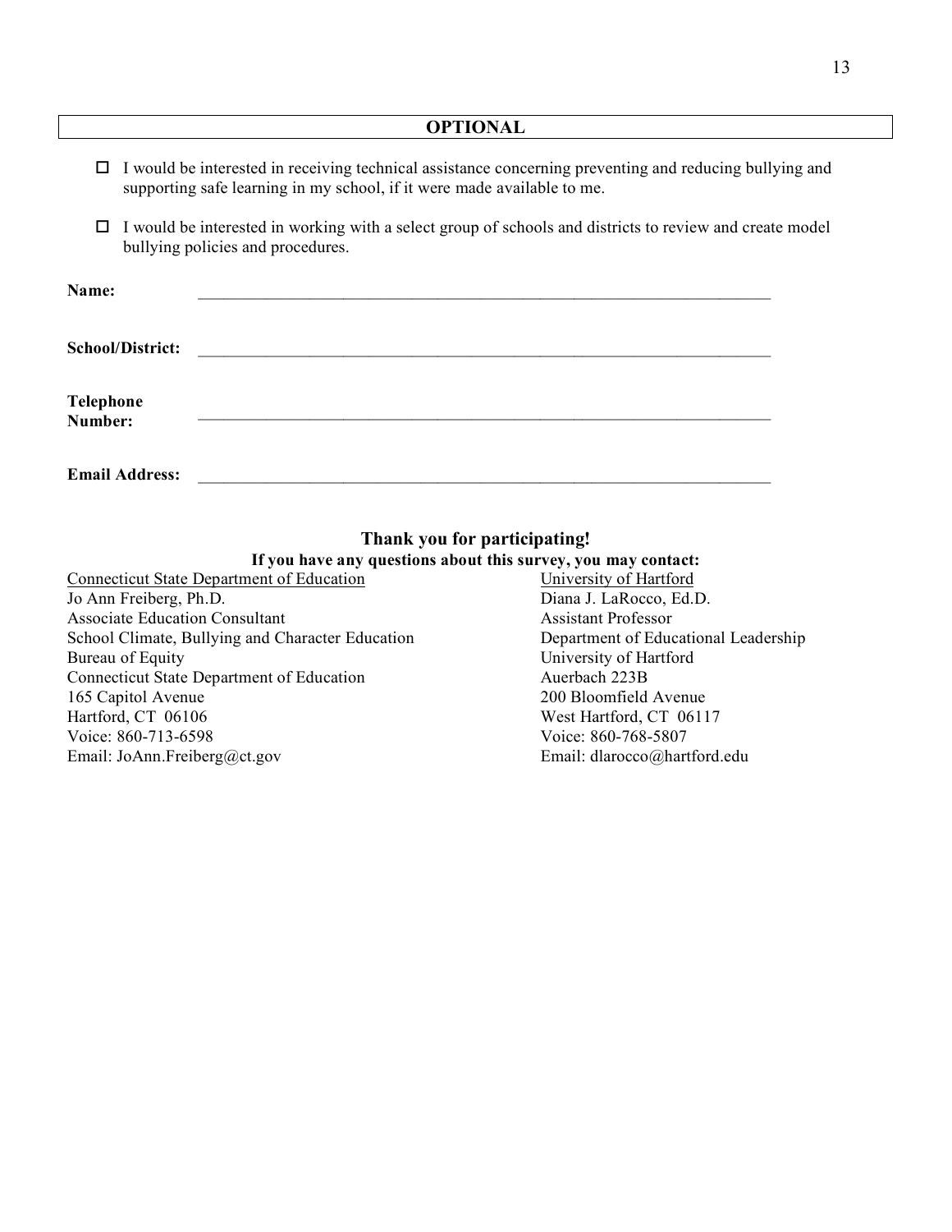## OPTIONAL

- ☐ I would be interested in receiving technical assistance concerning preventing and reducing bullying and supporting safe learning in my school, if it were made available to me.
- ☐ I would be interested in working with a select group of schools and districts to review and create model bullying policies and procedures.

**Name:** ______________________________________________

**School/District:** ______________________________________________

**Telephone Number:** ______________________________________________

**Email Address:** ______________________________________________

### Thank you for participating!

**If you have any questions about this survey, you may contact:**

Connecticut State Department of Education
Jo Ann Freiberg, Ph.D.
Associate Education Consultant
School Climate, Bullying and Character Education
Bureau of Equity
Connecticut State Department of Education
165 Capitol Avenue
Hartford, CT 06106
Voice: 860-713-6598
Email: JoAnn.Freiberg@ct.gov

University of Hartford
Diana J. LaRocco, Ed.D.
Assistant Professor
Department of Educational Leadership
University of Hartford
Auerbach 223B
200 Bloomfield Avenue
West Hartford, CT 06117
Voice: 860-768-5807
Email: dlarocco@hartford.edu